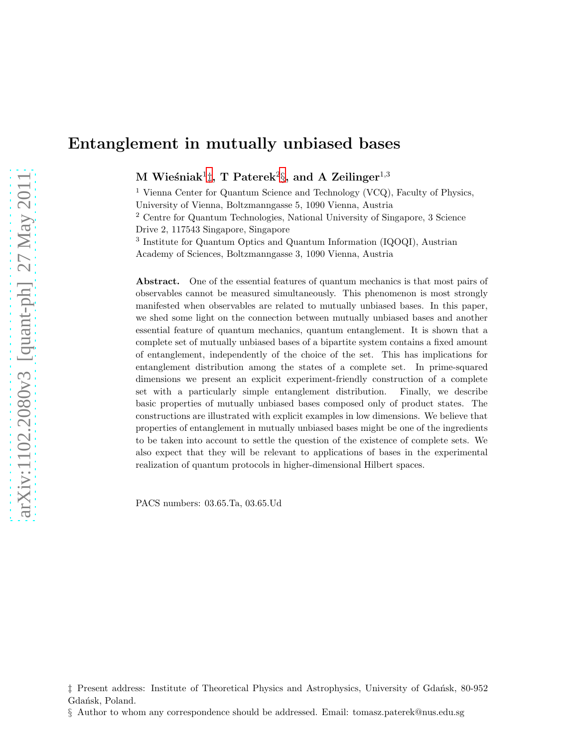# Entanglement in mutually unbiased bases

**M Wieśniak[1]‡, T Paterek[2]§, and A Zeilinger[1,3]**

[1] Vienna Center for Quantum Science and Technology (VCQ), Faculty of Physics, University of Vienna, Boltzmanngasse 5, 1090 Vienna, Austria

[2] Centre for Quantum Technologies, National University of Singapore, 3 Science Drive 2, 117543 Singapore, Singapore

[3] Institute for Quantum Optics and Quantum Information (IQOQI), Austrian Academy of Sciences, Boltzmanngasse 3, 1090 Vienna, Austria

**Abstract.** One of the essential features of quantum mechanics is that most pairs of observables cannot be measured simultaneously. This phenomenon is most strongly manifested when observables are related to mutually unbiased bases. In this paper, we shed some light on the connection between mutually unbiased bases and another essential feature of quantum mechanics, quantum entanglement. It is shown that a complete set of mutually unbiased bases of a bipartite system contains a fixed amount of entanglement, independently of the choice of the set. This has implications for entanglement distribution among the states of a complete set. In prime-squared dimensions we present an explicit experiment-friendly construction of a complete set with a particularly simple entanglement distribution. Finally, we describe basic properties of mutually unbiased bases composed only of product states. The constructions are illustrated with explicit examples in low dimensions. We believe that properties of entanglement in mutually unbiased bases might be one of the ingredients to be taken into account to settle the question of the existence of complete sets. We also expect that they will be relevant to applications of bases in the experimental realization of quantum protocols in higher-dimensional Hilbert spaces.

PACS numbers: 03.65.Ta, 03.65.Ud

‡ Present address: Institute of Theoretical Physics and Astrophysics, University of Gdańsk, 80-952 Gdańsk, Poland.

§ Author to whom any correspondence should be addressed. Email: tomasz.paterek@nus.edu.sg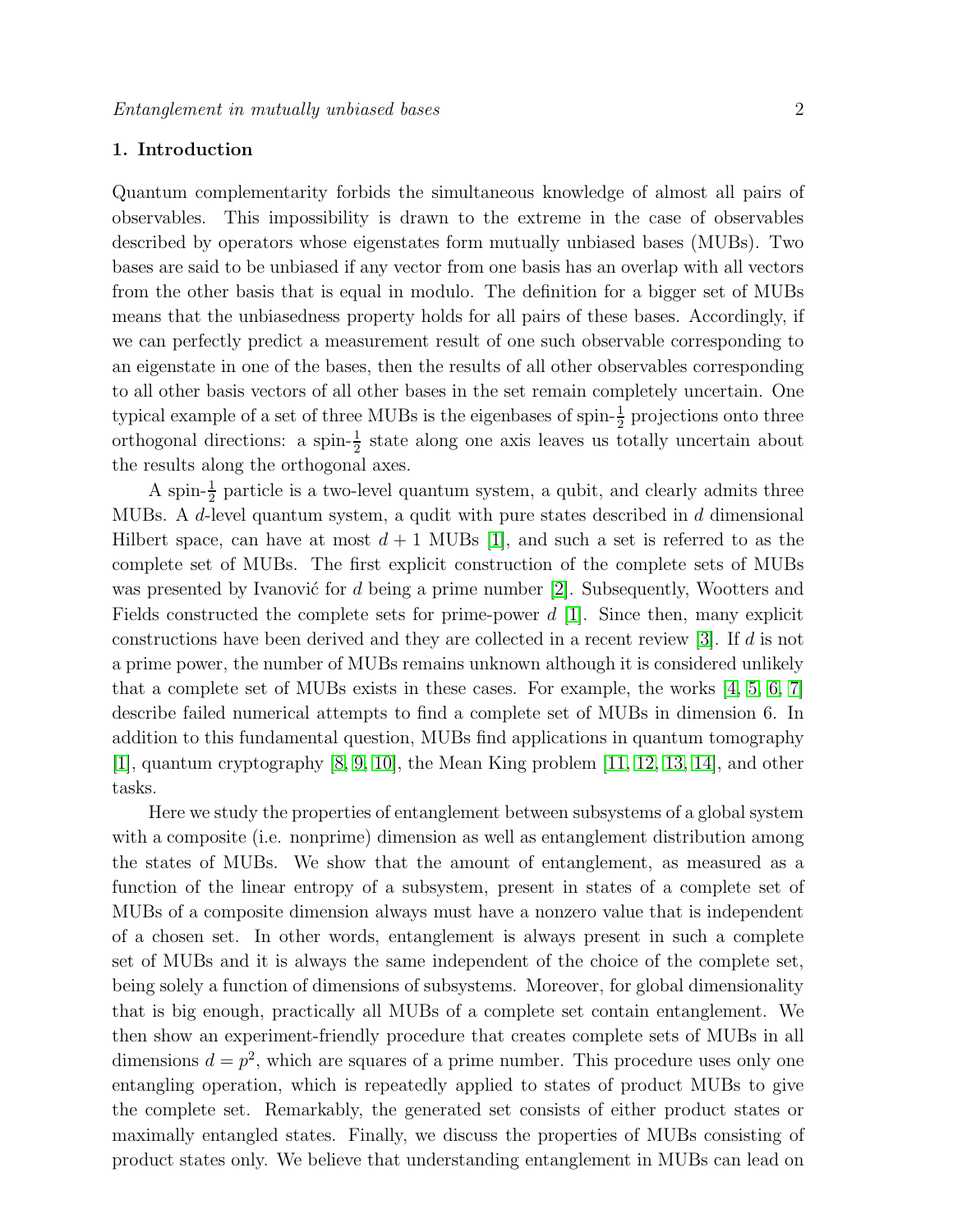## 1. Introduction

Quantum complementarity forbids the simultaneous knowledge of almost all pairs of observables. This impossibility is drawn to the extreme in the case of observables described by operators whose eigenstates form mutually unbiased bases (MUBs). Two bases are said to be unbiased if any vector from one basis has an overlap with all vectors from the other basis that is equal in modulo. The definition for a bigger set of MUBs means that the unbiasedness property holds for all pairs of these bases. Accordingly, if we can perfectly predict a measurement result of one such observable corresponding to an eigenstate in one of the bases, then the results of all other observables corresponding to all other basis vectors of all other bases in the set remain completely uncertain. One typical example of a set of three MUBs is the eigenbases of spin-$\frac{1}{2}$ projections onto three orthogonal directions: a spin-$\frac{1}{2}$ state along one axis leaves us totally uncertain about the results along the orthogonal axes.

A spin-$\frac{1}{2}$ particle is a two-level quantum system, a qubit, and clearly admits three MUBs. A $d$-level quantum system, a qudit with pure states described in $d$ dimensional Hilbert space, can have at most $d+1$ MUBs [1], and such a set is referred to as the complete set of MUBs. The first explicit construction of the complete sets of MUBs was presented by Ivanović for $d$ being a prime number [2]. Subsequently, Wootters and Fields constructed the complete sets for prime-power $d$ [1]. Since then, many explicit constructions have been derived and they are collected in a recent review [3]. If $d$ is not a prime power, the number of MUBs remains unknown although it is considered unlikely that a complete set of MUBs exists in these cases. For example, the works [4, 5, 6, 7] describe failed numerical attempts to find a complete set of MUBs in dimension 6. In addition to this fundamental question, MUBs find applications in quantum tomography [1], quantum cryptography [8, 9, 10], the Mean King problem [11, 12, 13, 14], and other tasks.

Here we study the properties of entanglement between subsystems of a global system with a composite (i.e. nonprime) dimension as well as entanglement distribution among the states of MUBs. We show that the amount of entanglement, as measured as a function of the linear entropy of a subsystem, present in states of a complete set of MUBs of a composite dimension always must have a nonzero value that is independent of a chosen set. In other words, entanglement is always present in such a complete set of MUBs and it is always the same independent of the choice of the complete set, being solely a function of dimensions of subsystems. Moreover, for global dimensionality that is big enough, practically all MUBs of a complete set contain entanglement. We then show an experiment-friendly procedure that creates complete sets of MUBs in all dimensions $d = p^2$, which are squares of a prime number. This procedure uses only one entangling operation, which is repeatedly applied to states of product MUBs to give the complete set. Remarkably, the generated set consists of either product states or maximally entangled states. Finally, we discuss the properties of MUBs consisting of product states only. We believe that understanding entanglement in MUBs can lead on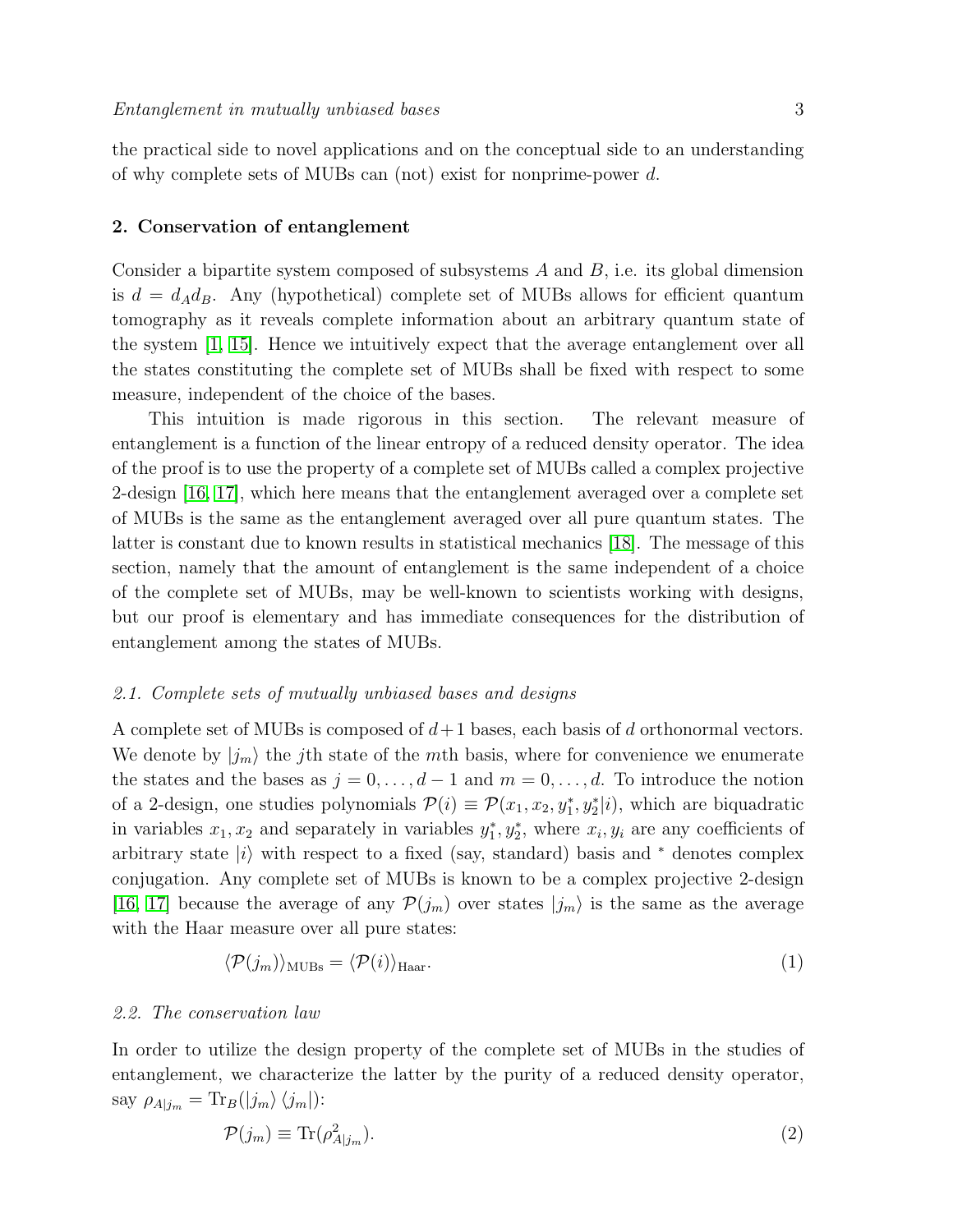the practical side to novel applications and on the conceptual side to an understanding of why complete sets of MUBs can (not) exist for nonprime-power $d$.

## 2. Conservation of entanglement

Consider a bipartite system composed of subsystems $A$ and $B$, i.e. its global dimension is $d = d_A d_B$. Any (hypothetical) complete set of MUBs allows for efficient quantum tomography as it reveals complete information about an arbitrary quantum state of the system [1, 15]. Hence we intuitively expect that the average entanglement over all the states constituting the complete set of MUBs shall be fixed with respect to some measure, independent of the choice of the bases.

This intuition is made rigorous in this section. The relevant measure of entanglement is a function of the linear entropy of a reduced density operator. The idea of the proof is to use the property of a complete set of MUBs called a complex projective 2-design [16, 17], which here means that the entanglement averaged over a complete set of MUBs is the same as the entanglement averaged over all pure quantum states. The latter is constant due to known results in statistical mechanics [18]. The message of this section, namely that the amount of entanglement is the same independent of a choice of the complete set of MUBs, may be well-known to scientists working with designs, but our proof is elementary and has immediate consequences for the distribution of entanglement among the states of MUBs.

### *2.1. Complete sets of mutually unbiased bases and designs*

A complete set of MUBs is composed of $d+1$ bases, each basis of $d$ orthonormal vectors. We denote by $|j_m\rangle$ the $j$th state of the $m$th basis, where for convenience we enumerate the states and the bases as $j = 0, \ldots, d-1$ and $m = 0, \ldots, d$. To introduce the notion of a 2-design, one studies polynomials $\mathcal{P}(i) \equiv \mathcal{P}(x_1, x_2, y_1^*, y_2^* | i)$, which are biquadratic in variables $x_1, x_2$ and separately in variables $y_1^*, y_2^*$, where $x_i, y_i$ are any coefficients of arbitrary state $|i\rangle$ with respect to a fixed (say, standard) basis and $^*$ denotes complex conjugation. Any complete set of MUBs is known to be a complex projective 2-design [16, 17] because the average of any $\mathcal{P}(j_m)$ over states $|j_m\rangle$ is the same as the average with the Haar measure over all pure states:

$$\langle \mathcal{P}(j_m) \rangle_{\mathrm{MUBs}} = \langle \mathcal{P}(i) \rangle_{\mathrm{Haar}}. \tag{1}$$

### *2.2. The conservation law*

In order to utilize the design property of the complete set of MUBs in the studies of entanglement, we characterize the latter by the purity of a reduced density operator, say $\rho_{A|j_m} = \mathrm{Tr}_B(|j_m\rangle\langle j_m|)$:

$$\mathcal{P}(j_m) \equiv \mathrm{Tr}(\rho_{A|j_m}^2). \tag{2}$$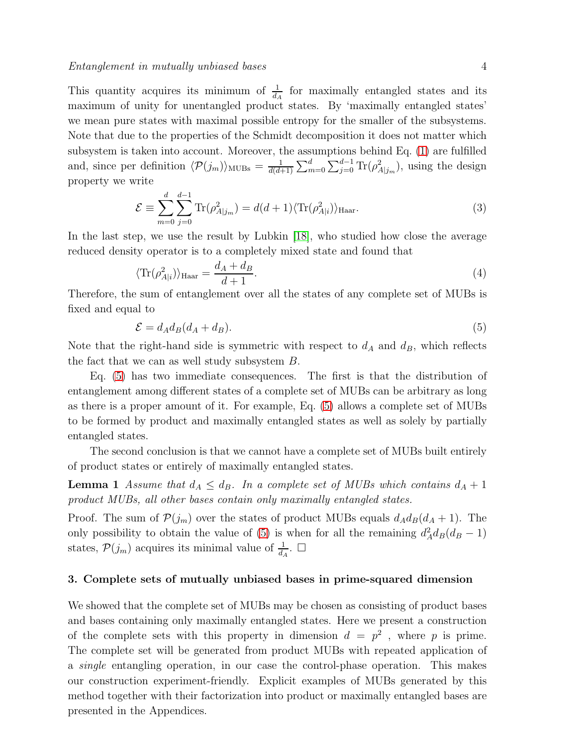This quantity acquires its minimum of $\frac{1}{d_A}$ for maximally entangled states and its maximum of unity for unentangled product states. By 'maximally entangled states' we mean pure states with maximal possible entropy for the smaller of the subsystems. Note that due to the properties of the Schmidt decomposition it does not matter which subsystem is taken into account. Moreover, the assumptions behind Eq. (1) are fulfilled and, since per definition $\langle \mathcal{P}(j_m) \rangle_{\text{MUBs}} = \frac{1}{d(d+1)} \sum_{m=0}^{d} \sum_{j=0}^{d-1} \text{Tr}(\rho_{A|j_m}^2)$, using the design property we write

$$\mathcal{E} \equiv \sum_{m=0}^{d} \sum_{j=0}^{d-1} \text{Tr}(\rho_{A|j_m}^2) = d(d+1) \langle \text{Tr}(\rho_{A|i}^2) \rangle_{\text{Haar}}. \tag{3}$$

In the last step, we use the result by Lubkin [18], who studied how close the average reduced density operator is to a completely mixed state and found that

$$\langle \text{Tr}(\rho_{A|i}^2) \rangle_{\text{Haar}} = \frac{d_A + d_B}{d+1}. \tag{4}$$

Therefore, the sum of entanglement over all the states of any complete set of MUBs is fixed and equal to

$$\mathcal{E} = d_A d_B (d_A + d_B). \tag{5}$$

Note that the right-hand side is symmetric with respect to $d_A$ and $d_B$, which reflects the fact that we can as well study subsystem $B$.

Eq. (5) has two immediate consequences. The first is that the distribution of entanglement among different states of a complete set of MUBs can be arbitrary as long as there is a proper amount of it. For example, Eq. (5) allows a complete set of MUBs to be formed by product and maximally entangled states as well as solely by partially entangled states.

The second conclusion is that we cannot have a complete set of MUBs built entirely of product states or entirely of maximally entangled states.

**Lemma 1** *Assume that $d_A \leq d_B$. In a complete set of MUBs which contains $d_A + 1$ product MUBs, all other bases contain only maximally entangled states.*

Proof. The sum of $\mathcal{P}(j_m)$ over the states of product MUBs equals $d_A d_B (d_A + 1)$. The only possibility to obtain the value of (5) is when for all the remaining $d_A^2 d_B (d_B - 1)$ states, $\mathcal{P}(j_m)$ acquires its minimal value of $\frac{1}{d_A}$. $\square$

## 3. Complete sets of mutually unbiased bases in prime-squared dimension

We showed that the complete set of MUBs may be chosen as consisting of product bases and bases containing only maximally entangled states. Here we present a construction of the complete sets with this property in dimension $d = p^2$ , where $p$ is prime. The complete set will be generated from product MUBs with repeated application of a *single* entangling operation, in our case the control-phase operation. This makes our construction experiment-friendly. Explicit examples of MUBs generated by this method together with their factorization into product or maximally entangled bases are presented in the Appendices.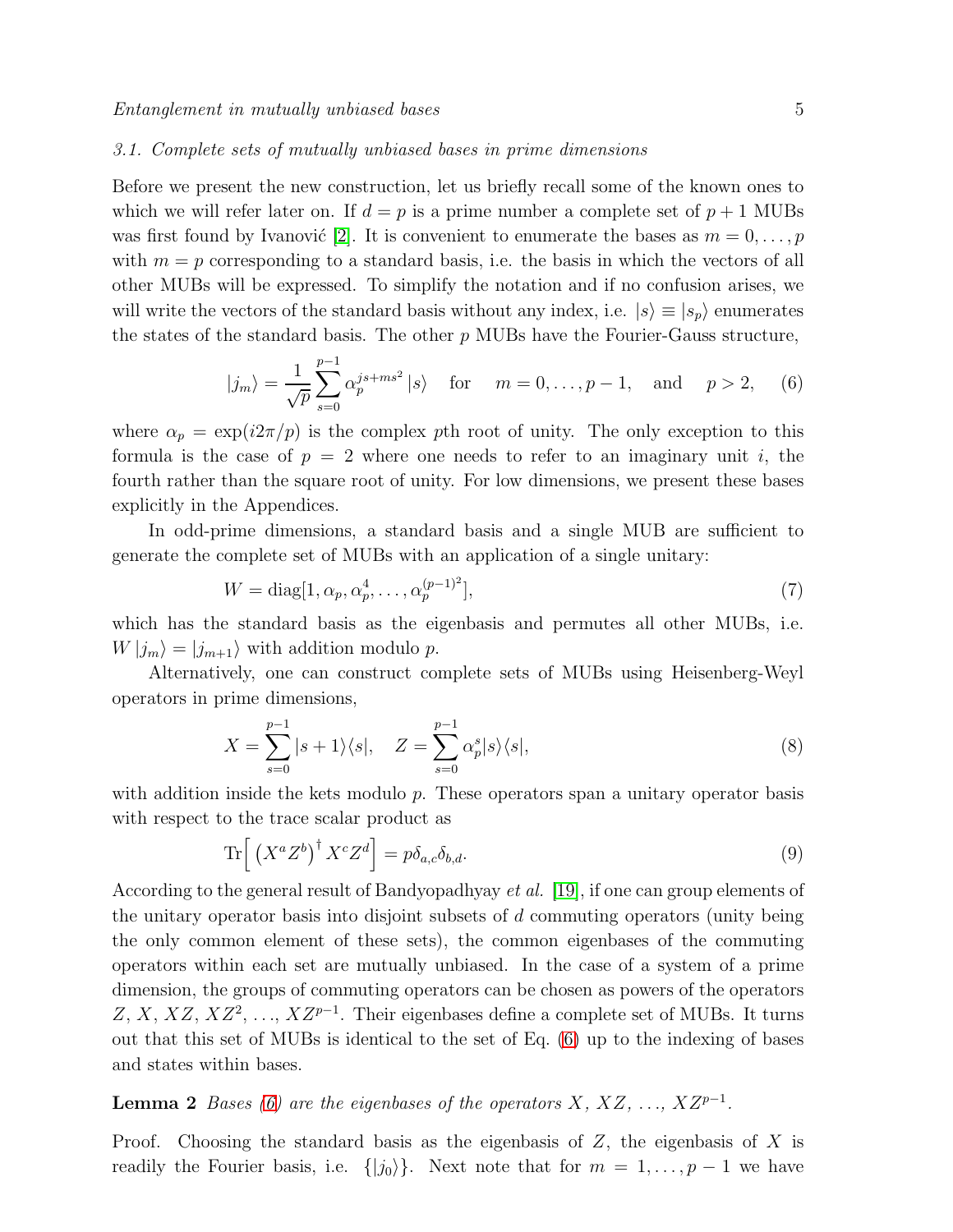### 3.1. Complete sets of mutually unbiased bases in prime dimensions

Before we present the new construction, let us briefly recall some of the known ones to which we will refer later on. If $d = p$ is a prime number a complete set of $p + 1$ MUBs was first found by Ivanović [2]. It is convenient to enumerate the bases as $m = 0, \dots, p$ with $m = p$ corresponding to a standard basis, i.e. the basis in which the vectors of all other MUBs will be expressed. To simplify the notation and if no confusion arises, we will write the vectors of the standard basis without any index, i.e. $|s\rangle \equiv |s_p\rangle$ enumerates the states of the standard basis. The other $p$ MUBs have the Fourier-Gauss structure,

$$|j_m\rangle = \frac{1}{\sqrt{p}} \sum_{s=0}^{p-1} \alpha_p^{js+ms^2} |s\rangle \quad \text{for} \quad m = 0, \dots, p-1, \quad \text{and} \quad p > 2, \tag{6}$$

where $\alpha_p = \exp(i2\pi/p)$ is the complex $p$th root of unity. The only exception to this formula is the case of $p = 2$ where one needs to refer to an imaginary unit $i$, the fourth rather than the square root of unity. For low dimensions, we present these bases explicitly in the Appendices.

In odd-prime dimensions, a standard basis and a single MUB are sufficient to generate the complete set of MUBs with an application of a single unitary:

$$W = \mathrm{diag}[1, \alpha_p, \alpha_p^4, \dots, \alpha_p^{(p-1)^2}], \tag{7}$$

which has the standard basis as the eigenbasis and permutes all other MUBs, i.e. $W |j_m\rangle = |j_{m+1}\rangle$ with addition modulo $p$.

Alternatively, one can construct complete sets of MUBs using Heisenberg-Weyl operators in prime dimensions,

$$X = \sum_{s=0}^{p-1} |s+1\rangle\langle s|, \quad Z = \sum_{s=0}^{p-1} \alpha_p^s |s\rangle\langle s|, \tag{8}$$

with addition inside the kets modulo $p$. These operators span a unitary operator basis with respect to the trace scalar product as

$$\mathrm{Tr}\Big[ \left(X^a Z^b\right)^\dagger X^c Z^d \Big] = p\delta_{a,c}\delta_{b,d}. \tag{9}$$

According to the general result of Bandyopadhyay *et al.* [19], if one can group elements of the unitary operator basis into disjoint subsets of $d$ commuting operators (unity being the only common element of these sets), the common eigenbases of the commuting operators within each set are mutually unbiased. In the case of a system of a prime dimension, the groups of commuting operators can be chosen as powers of the operators $Z$, $X$, $XZ$, $XZ^2$, ..., $XZ^{p-1}$. Their eigenbases define a complete set of MUBs. It turns out that this set of MUBs is identical to the set of Eq. (6) up to the indexing of bases and states within bases.

**Lemma 2** *Bases (6) are the eigenbases of the operators $X$, $XZ$, ..., $XZ^{p-1}$.*

Proof. Choosing the standard basis as the eigenbasis of $Z$, the eigenbasis of $X$ is readily the Fourier basis, i.e. $\{|j_0\rangle\}$. Next note that for $m = 1, \dots, p-1$ we have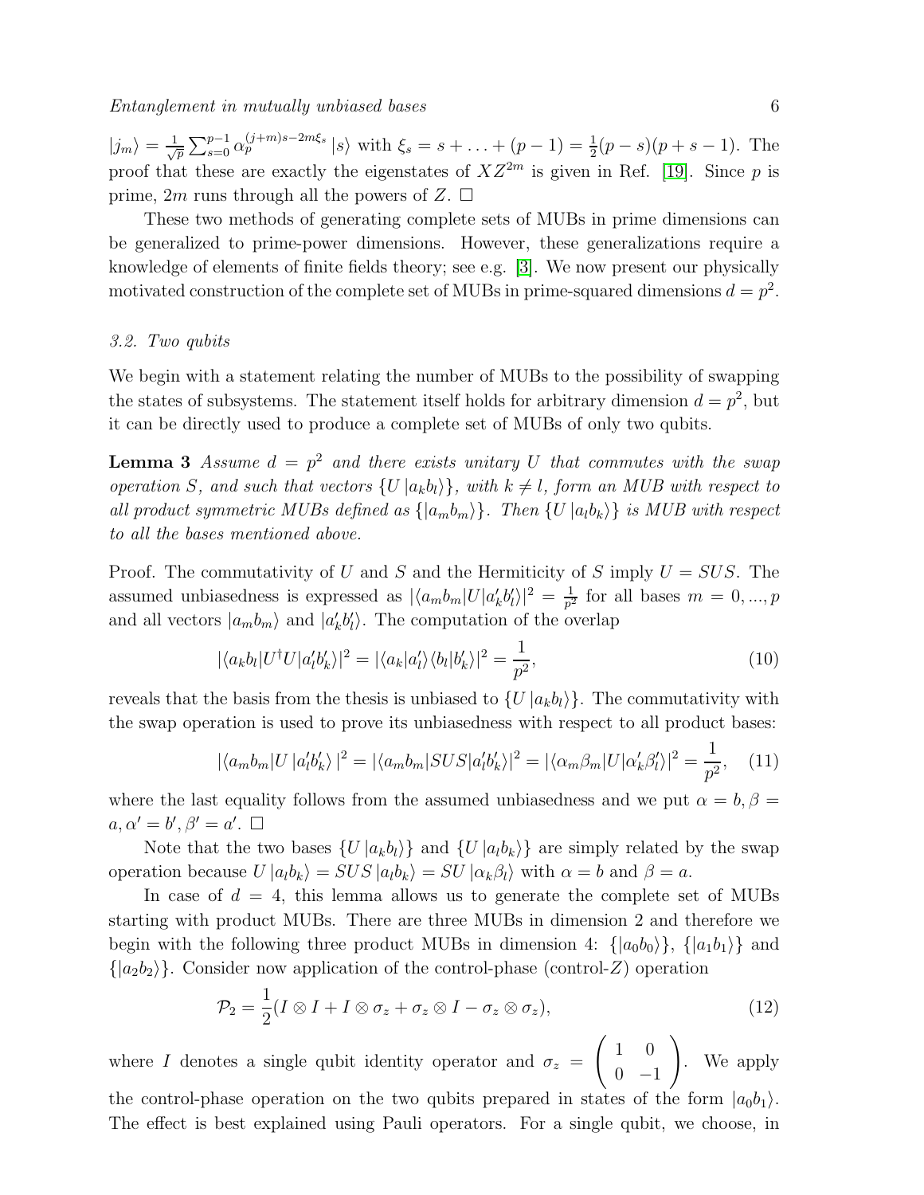$|j_m\rangle = \frac{1}{\sqrt{p}} \sum_{s=0}^{p-1} \alpha_p^{(j+m)s - 2m\xi_s} |s\rangle$ with $\xi_s = s + \ldots + (p-1) = \frac{1}{2}(p-s)(p+s-1)$. The proof that these are exactly the eigenstates of $XZ^{2m}$ is given in Ref. [19]. Since $p$ is prime, $2m$ runs through all the powers of $Z$. $\square$

These two methods of generating complete sets of MUBs in prime dimensions can be generalized to prime-power dimensions. However, these generalizations require a knowledge of elements of finite fields theory; see e.g. [3]. We now present our physically motivated construction of the complete set of MUBs in prime-squared dimensions $d = p^2$.

### *3.2. Two qubits*

We begin with a statement relating the number of MUBs to the possibility of swapping the states of subsystems. The statement itself holds for arbitrary dimension $d = p^2$, but it can be directly used to produce a complete set of MUBs of only two qubits.

**Lemma 3** *Assume $d = p^2$ and there exists unitary $U$ that commutes with the swap operation $S$, and such that vectors $\{U|a_k b_l\rangle\}$, with $k \neq l$, form an MUB with respect to all product symmetric MUBs defined as $\{|a_m b_m\rangle\}$. Then $\{U|a_l b_k\rangle\}$ is MUB with respect to all the bases mentioned above.*

Proof. The commutativity of $U$ and $S$ and the Hermiticity of $S$ imply $U = SUS$. The assumed unbiasedness is expressed as $|\langle a_m b_m|U|a'_k b'_l\rangle|^2 = \frac{1}{p^2}$ for all bases $m = 0, ..., p$ and all vectors $|a_m b_m\rangle$ and $|a'_k b'_l\rangle$. The computation of the overlap

$$|\langle a_k b_l|U^\dagger U|a'_l b'_k\rangle|^2 = |\langle a_k|a'_l\rangle\langle b_l|b'_k\rangle|^2 = \frac{1}{p^2}, \tag{10}$$

reveals that the basis from the thesis is unbiased to $\{U|a_k b_l\rangle\}$. The commutativity with the swap operation is used to prove its unbiasedness with respect to all product bases:

$$|\langle a_m b_m|U\,|a'_l b'_k\rangle\,|^2 = |\langle a_m b_m|SUS|a'_l b'_k\rangle|^2 = |\langle \alpha_m \beta_m|U|\alpha'_k \beta'_l\rangle|^2 = \frac{1}{p^2}, \tag{11}$$

where the last equality follows from the assumed unbiasedness and we put $\alpha = b, \beta = a, \alpha' = b', \beta' = a'$. $\square$

Note that the two bases $\{U|a_k b_l\rangle\}$ and $\{U|a_l b_k\rangle\}$ are simply related by the swap operation because $U|a_l b_k\rangle = SUS|a_l b_k\rangle = SU|\alpha_k \beta_l\rangle$ with $\alpha = b$ and $\beta = a$.

In case of $d = 4$, this lemma allows us to generate the complete set of MUBs starting with product MUBs. There are three MUBs in dimension 2 and therefore we begin with the following three product MUBs in dimension 4: $\{|a_0 b_0\rangle\}$, $\{|a_1 b_1\rangle\}$ and $\{|a_2 b_2\rangle\}$. Consider now application of the control-phase (control-$Z$) operation

$$\mathcal{P}_2 = \frac{1}{2}(I \otimes I + I \otimes \sigma_z + \sigma_z \otimes I - \sigma_z \otimes \sigma_z), \tag{12}$$

where $I$ denotes a single qubit identity operator and $\sigma_z = \begin{pmatrix} 1 & 0 \\ 0 & -1 \end{pmatrix}$. We apply the control-phase operation on the two qubits prepared in states of the form $|a_0 b_1\rangle$. The effect is best explained using Pauli operators. For a single qubit, we choose, in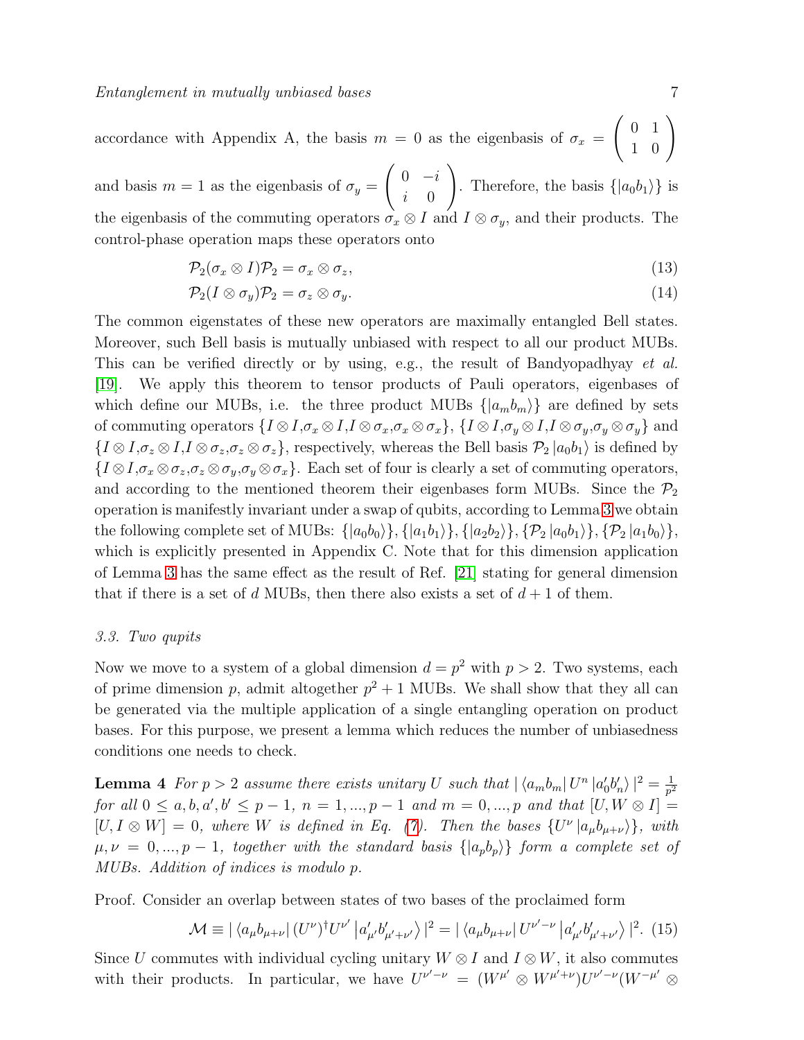accordance with Appendix A, the basis $m = 0$ as the eigenbasis of $\sigma_x = \begin{pmatrix} 0 & 1 \\ 1 & 0 \end{pmatrix}$ and basis $m = 1$ as the eigenbasis of $\sigma_y = \begin{pmatrix} 0 & -i \\ i & 0 \end{pmatrix}$. Therefore, the basis $\{|a_0 b_1\rangle\}$ is the eigenbasis of the commuting operators $\sigma_x \otimes I$ and $I \otimes \sigma_y$, and their products. The control-phase operation maps these operators onto

$$\mathcal{P}_2(\sigma_x \otimes I)\mathcal{P}_2 = \sigma_x \otimes \sigma_z, \tag{13}$$

$$\mathcal{P}_2(I \otimes \sigma_y)\mathcal{P}_2 = \sigma_z \otimes \sigma_y. \tag{14}$$

The common eigenstates of these new operators are maximally entangled Bell states. Moreover, such Bell basis is mutually unbiased with respect to all our product MUBs. This can be verified directly or by using, e.g., the result of Bandyopadhyay *et al.* [19]. We apply this theorem to tensor products of Pauli operators, eigenbases of which define our MUBs, i.e. the three product MUBs $\{|a_m b_m\rangle\}$ are defined by sets of commuting operators $\{I \otimes I, \sigma_x \otimes I, I \otimes \sigma_x, \sigma_x \otimes \sigma_x\}$, $\{I \otimes I, \sigma_y \otimes I, I \otimes \sigma_y, \sigma_y \otimes \sigma_y\}$ and $\{I \otimes I, \sigma_z \otimes I, I \otimes \sigma_z, \sigma_z \otimes \sigma_z\}$, respectively, whereas the Bell basis $\mathcal{P}_2 |a_0 b_1\rangle$ is defined by $\{I \otimes I, \sigma_x \otimes \sigma_z, \sigma_z \otimes \sigma_y, \sigma_y \otimes \sigma_x\}$. Each set of four is clearly a set of commuting operators, and according to the mentioned theorem their eigenbases form MUBs. Since the $\mathcal{P}_2$ operation is manifestly invariant under a swap of qubits, according to Lemma 3 we obtain the following complete set of MUBs: $\{|a_0 b_0\rangle\}, \{|a_1 b_1\rangle\}, \{|a_2 b_2\rangle\}, \{\mathcal{P}_2 |a_0 b_1\rangle\}, \{\mathcal{P}_2 |a_1 b_0\rangle\}$, which is explicitly presented in Appendix C. Note that for this dimension application of Lemma 3 has the same effect as the result of Ref. [21] stating for general dimension that if there is a set of $d$ MUBs, then there also exists a set of $d + 1$ of them.

### 3.3. Two qupits

Now we move to a system of a global dimension $d = p^2$ with $p > 2$. Two systems, each of prime dimension $p$, admit altogether $p^2 + 1$ MUBs. We shall show that they all can be generated via the multiple application of a single entangling operation on product bases. For this purpose, we present a lemma which reduces the number of unbiasedness conditions one needs to check.

**Lemma 4** *For $p > 2$ assume there exists unitary $U$ such that $|\langle a_m b_m | U^n |a'_0 b'_n\rangle|^2 = \frac{1}{p^2}$ for all $0 \le a, b, a', b' \le p - 1$, $n = 1, ..., p - 1$ and $m = 0, ..., p$ and that $[U, W \otimes I] = [U, I \otimes W] = 0$, where $W$ is defined in Eq. (7). Then the bases $\{U^\nu |a_\mu b_{\mu+\nu}\rangle\}$, with $\mu, \nu = 0, ..., p - 1$, together with the standard basis $\{|a_p b_p\rangle\}$ form a complete set of MUBs. Addition of indices is modulo $p$.*

Proof. Consider an overlap between states of two bases of the proclaimed form

$$\mathcal{M} \equiv |\langle a_\mu b_{\mu+\nu}| (U^\nu)^\dagger U^{\nu'} |a'_{\mu'} b'_{\mu'+\nu'}\rangle|^2 = |\langle a_\mu b_{\mu+\nu}| U^{\nu'-\nu} |a'_{\mu'} b'_{\mu'+\nu'}\rangle|^2. \tag{15}$$

Since $U$ commutes with individual cycling unitary $W \otimes I$ and $I \otimes W$, it also commutes with their products. In particular, we have $U^{\nu'-\nu} = (W^{\mu'} \otimes W^{\mu'+\nu})U^{\nu'-\nu}(W^{-\mu'} \otimes$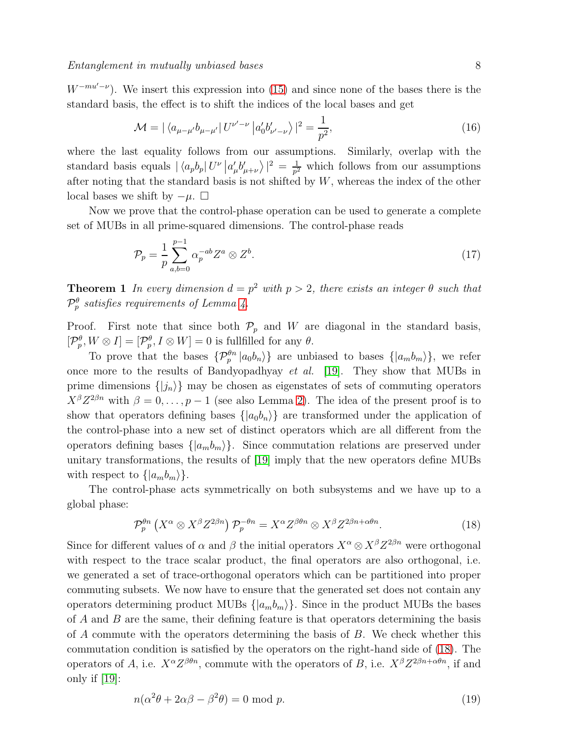$W^{-mu'-\nu}$). We insert this expression into (15) and since none of the bases there is the standard basis, the effect is to shift the indices of the local bases and get

$$\mathcal{M} = |\langle a_{\mu-\mu'} b_{\mu-\mu'}| U^{\nu'-\nu} |a'_0 b'_{\nu'-\nu}\rangle|^2 = \frac{1}{p^2}, \tag{16}$$

where the last equality follows from our assumptions. Similarly, overlap with the standard basis equals $|\langle a_p b_p| U^{\nu} |a'_\mu b'_{\mu+\nu}\rangle|^2 = \frac{1}{p^2}$ which follows from our assumptions after noting that the standard basis is not shifted by $W$, whereas the index of the other local bases we shift by $-\mu$. □

Now we prove that the control-phase operation can be used to generate a complete set of MUBs in all prime-squared dimensions. The control-phase reads

$$\mathcal{P}_p = \frac{1}{p} \sum_{a,b=0}^{p-1} \alpha_p^{-ab} Z^a \otimes Z^b. \tag{17}$$

**Theorem 1** *In every dimension $d = p^2$ with $p > 2$, there exists an integer $\theta$ such that $\mathcal{P}_p^\theta$ satisfies requirements of Lemma 4.*

Proof. First note that since both $\mathcal{P}_p$ and $W$ are diagonal in the standard basis, $[\mathcal{P}_p^\theta, W \otimes I] = [\mathcal{P}_p^\theta, I \otimes W] = 0$ is fullfilled for any $\theta$.

To prove that the bases $\{\mathcal{P}_p^{\theta n} |a_0 b_n\rangle\}$ are unbiased to bases $\{|a_m b_m\rangle\}$, we refer once more to the results of Bandyopadhyay *et al.* [19]. They show that MUBs in prime dimensions $\{|j_n\rangle\}$ may be chosen as eigenstates of sets of commuting operators $X^\beta Z^{2\beta n}$ with $\beta = 0, \dots, p-1$ (see also Lemma 2). The idea of the present proof is to show that operators defining bases $\{|a_0 b_n\rangle\}$ are transformed under the application of the control-phase into a new set of distinct operators which are all different from the operators defining bases $\{|a_m b_m\rangle\}$. Since commutation relations are preserved under unitary transformations, the results of [19] imply that the new operators define MUBs with respect to $\{|a_m b_m\rangle\}$.

The control-phase acts symmetrically on both subsystems and we have up to a global phase:

$$\mathcal{P}_p^{\theta n} \left( X^\alpha \otimes X^\beta Z^{2\beta n} \right) \mathcal{P}_p^{-\theta n} = X^\alpha Z^{\beta \theta n} \otimes X^\beta Z^{2\beta n + \alpha \theta n}. \tag{18}$$

Since for different values of $\alpha$ and $\beta$ the initial operators $X^\alpha \otimes X^\beta Z^{2\beta n}$ were orthogonal with respect to the trace scalar product, the final operators are also orthogonal, i.e. we generated a set of trace-orthogonal operators which can be partitioned into proper commuting subsets. We now have to ensure that the generated set does not contain any operators determining product MUBs $\{|a_m b_m\rangle\}$. Since in the product MUBs the bases of $A$ and $B$ are the same, their defining feature is that operators determining the basis of $A$ commute with the operators determining the basis of $B$. We check whether this commutation condition is satisfied by the operators on the right-hand side of (18). The operators of $A$, i.e. $X^\alpha Z^{\beta \theta n}$, commute with the operators of $B$, i.e. $X^\beta Z^{2\beta n + \alpha \theta n}$, if and only if [19]:

$$n(\alpha^2 \theta + 2\alpha\beta - \beta^2 \theta) = 0 \bmod p. \tag{19}$$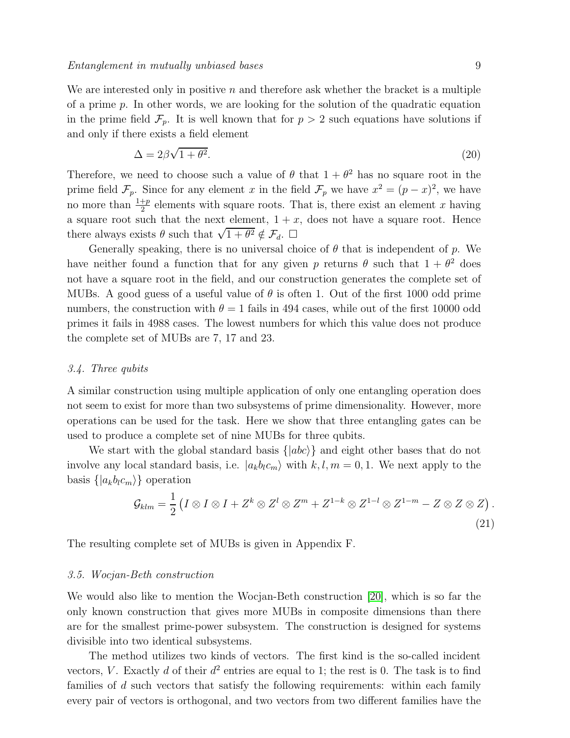We are interested only in positive $n$ and therefore ask whether the bracket is a multiple of a prime $p$. In other words, we are looking for the solution of the quadratic equation in the prime field $\mathcal{F}_p$. It is well known that for $p > 2$ such equations have solutions if and only if there exists a field element

$$\Delta = 2\beta\sqrt{1+\theta^2}. \tag{20}$$

Therefore, we need to choose such a value of $\theta$ that $1+\theta^2$ has no square root in the prime field $\mathcal{F}_p$. Since for any element $x$ in the field $\mathcal{F}_p$ we have $x^2 = (p-x)^2$, we have no more than $\frac{1+p}{2}$ elements with square roots. That is, there exist an element $x$ having a square root such that the next element, $1+x$, does not have a square root. Hence there always exists $\theta$ such that $\sqrt{1+\theta^2} \notin \mathcal{F}_d$. $\square$

Generally speaking, there is no universal choice of $\theta$ that is independent of $p$. We have neither found a function that for any given $p$ returns $\theta$ such that $1+\theta^2$ does not have a square root in the field, and our construction generates the complete set of MUBs. A good guess of a useful value of $\theta$ is often 1. Out of the first 1000 odd prime numbers, the construction with $\theta = 1$ fails in 494 cases, while out of the first 10000 odd primes it fails in 4988 cases. The lowest numbers for which this value does not produce the complete set of MUBs are 7, 17 and 23.

### *3.4. Three qubits*

A similar construction using multiple application of only one entangling operation does not seem to exist for more than two subsystems of prime dimensionality. However, more operations can be used for the task. Here we show that three entangling gates can be used to produce a complete set of nine MUBs for three qubits.

We start with the global standard basis $\{|abc\rangle\}$ and eight other bases that do not involve any local standard basis, i.e. $|a_k b_l c_m\rangle$ with $k, l, m = 0, 1$. We next apply to the basis $\{|a_k b_l c_m\rangle\}$ operation

$$\mathcal{G}_{klm} = \frac{1}{2}\left(I \otimes I \otimes I + Z^k \otimes Z^l \otimes Z^m + Z^{1-k} \otimes Z^{1-l} \otimes Z^{1-m} - Z \otimes Z \otimes Z\right). \tag{21}$$

The resulting complete set of MUBs is given in Appendix F.

### *3.5. Wocjan-Beth construction*

We would also like to mention the Wocjan-Beth construction [20], which is so far the only known construction that gives more MUBs in composite dimensions than there are for the smallest prime-power subsystem. The construction is designed for systems divisible into two identical subsystems.

The method utilizes two kinds of vectors. The first kind is the so-called incident vectors, $V$. Exactly $d$ of their $d^2$ entries are equal to 1; the rest is 0. The task is to find families of $d$ such vectors that satisfy the following requirements: within each family every pair of vectors is orthogonal, and two vectors from two different families have the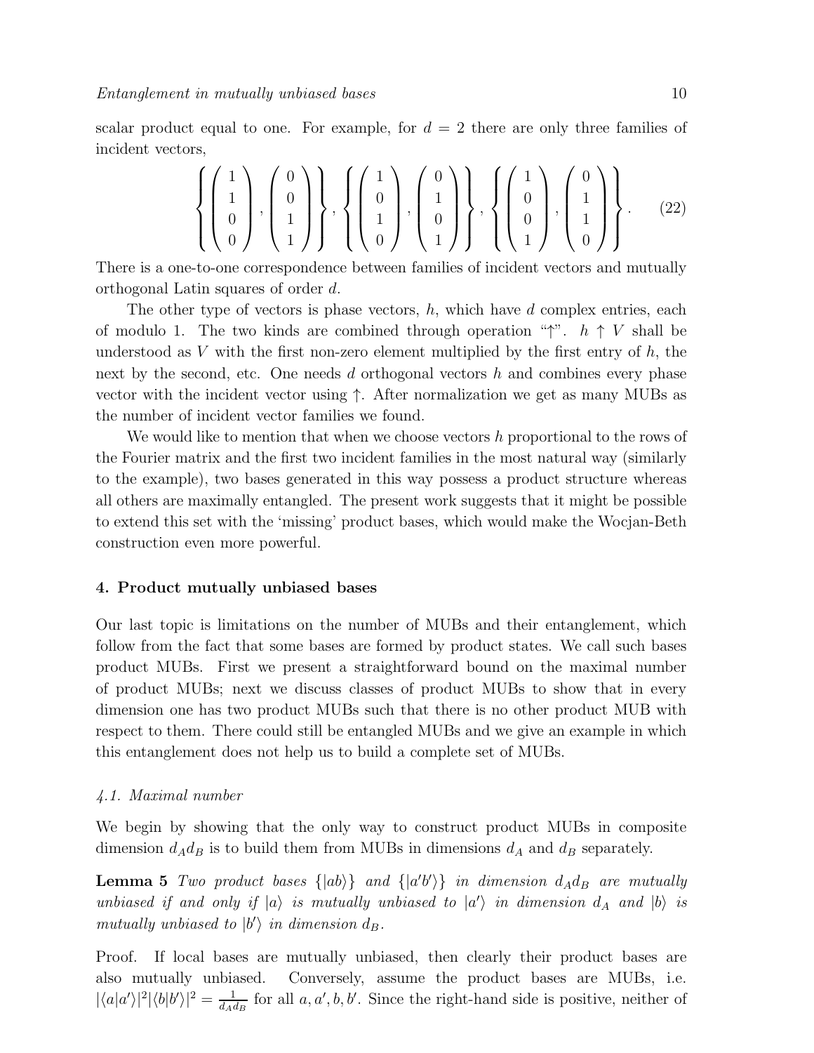scalar product equal to one. For example, for $d = 2$ there are only three families of incident vectors,

$$\left\{ \begin{pmatrix} 1 \\ 1 \\ 0 \\ 0 \end{pmatrix}, \begin{pmatrix} 0 \\ 0 \\ 1 \\ 1 \end{pmatrix} \right\}, \left\{ \begin{pmatrix} 1 \\ 0 \\ 1 \\ 0 \end{pmatrix}, \begin{pmatrix} 0 \\ 1 \\ 0 \\ 1 \end{pmatrix} \right\}, \left\{ \begin{pmatrix} 1 \\ 0 \\ 0 \\ 1 \end{pmatrix}, \begin{pmatrix} 0 \\ 1 \\ 1 \\ 0 \end{pmatrix} \right\}. \tag{22}$$

There is a one-to-one correspondence between families of incident vectors and mutually orthogonal Latin squares of order $d$.

The other type of vectors is phase vectors, $h$, which have $d$ complex entries, each of modulo 1. The two kinds are combined through operation "$\uparrow$". $h \uparrow V$ shall be understood as $V$ with the first non-zero element multiplied by the first entry of $h$, the next by the second, etc. One needs $d$ orthogonal vectors $h$ and combines every phase vector with the incident vector using $\uparrow$. After normalization we get as many MUBs as the number of incident vector families we found.

We would like to mention that when we choose vectors $h$ proportional to the rows of the Fourier matrix and the first two incident families in the most natural way (similarly to the example), two bases generated in this way possess a product structure whereas all others are maximally entangled. The present work suggests that it might be possible to extend this set with the 'missing' product bases, which would make the Wocjan-Beth construction even more powerful.

## 4. Product mutually unbiased bases

Our last topic is limitations on the number of MUBs and their entanglement, which follow from the fact that some bases are formed by product states. We call such bases product MUBs. First we present a straightforward bound on the maximal number of product MUBs; next we discuss classes of product MUBs to show that in every dimension one has two product MUBs such that there is no other product MUB with respect to them. There could still be entangled MUBs and we give an example in which this entanglement does not help us to build a complete set of MUBs.

### *4.1. Maximal number*

We begin by showing that the only way to construct product MUBs in composite dimension $d_A d_B$ is to build them from MUBs in dimensions $d_A$ and $d_B$ separately.

**Lemma 5** *Two product bases $\{|ab\rangle\}$ and $\{|a'b'\rangle\}$ in dimension $d_A d_B$ are mutually unbiased if and only if $|a\rangle$ is mutually unbiased to $|a'\rangle$ in dimension $d_A$ and $|b\rangle$ is mutually unbiased to $|b'\rangle$ in dimension $d_B$.*

Proof. If local bases are mutually unbiased, then clearly their product bases are also mutually unbiased. Conversely, assume the product bases are MUBs, i.e. $|\langle a|a'\rangle|^2 |\langle b|b'\rangle|^2 = \frac{1}{d_A d_B}$ for all $a, a', b, b'$. Since the right-hand side is positive, neither of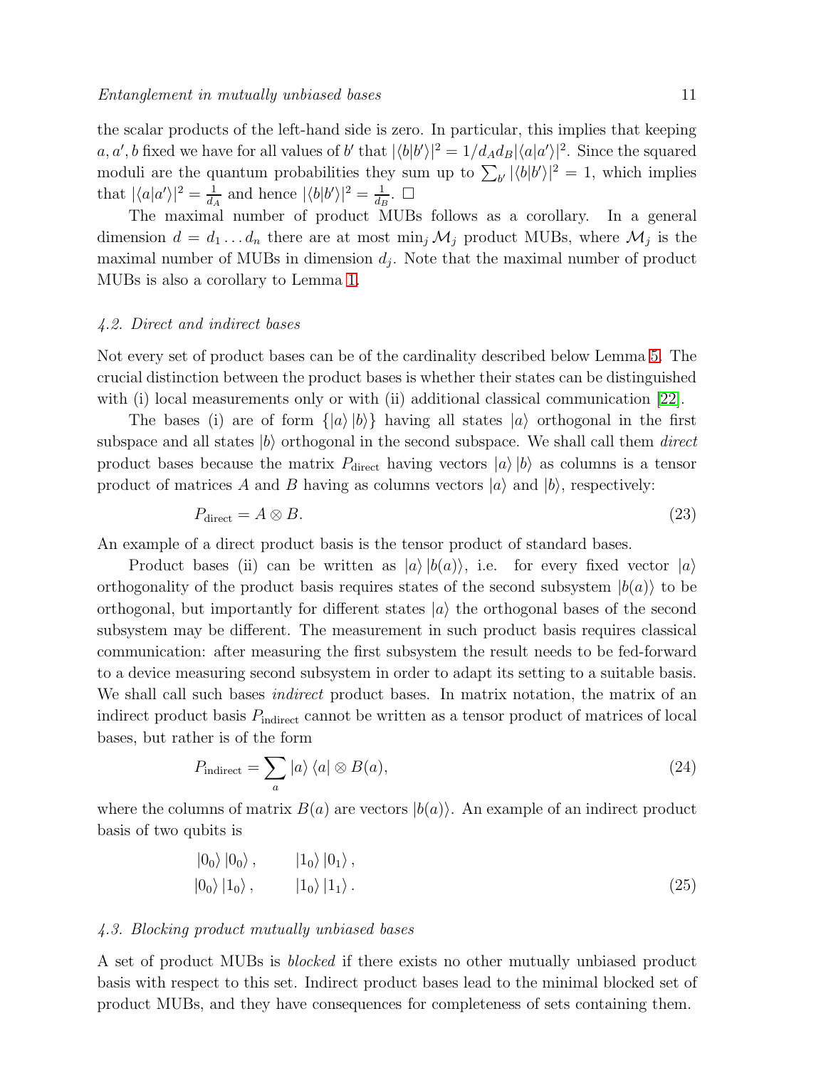the scalar products of the left-hand side is zero. In particular, this implies that keeping $a, a', b$ fixed we have for all values of $b'$ that $|\langle b|b'\rangle|^2 = 1/d_A d_B |\langle a|a'\rangle|^2$. Since the squared moduli are the quantum probabilities they sum up to $\sum_{b'} |\langle b|b'\rangle|^2 = 1$, which implies that $|\langle a|a'\rangle|^2 = \frac{1}{d_A}$ and hence $|\langle b|b'\rangle|^2 = \frac{1}{d_B}$. $\square$

The maximal number of product MUBs follows as a corollary. In a general dimension $d = d_1 \dots d_n$ there are at most $\min_j \mathcal{M}_j$ product MUBs, where $\mathcal{M}_j$ is the maximal number of MUBs in dimension $d_j$. Note that the maximal number of product MUBs is also a corollary to Lemma 1.

### 4.2. Direct and indirect bases

Not every set of product bases can be of the cardinality described below Lemma 5. The crucial distinction between the product bases is whether their states can be distinguished with (i) local measurements only or with (ii) additional classical communication [22].

The bases (i) are of form $\{|a\rangle|b\rangle\}$ having all states $|a\rangle$ orthogonal in the first subspace and all states $|b\rangle$ orthogonal in the second subspace. We shall call them *direct* product bases because the matrix $P_{\text{direct}}$ having vectors $|a\rangle|b\rangle$ as columns is a tensor product of matrices $A$ and $B$ having as columns vectors $|a\rangle$ and $|b\rangle$, respectively:

$$P_{\text{direct}} = A \otimes B. \tag{23}$$

An example of a direct product basis is the tensor product of standard bases.

Product bases (ii) can be written as $|a\rangle|b(a)\rangle$, i.e. for every fixed vector $|a\rangle$ orthogonality of the product basis requires states of the second subsystem $|b(a)\rangle$ to be orthogonal, but importantly for different states $|a\rangle$ the orthogonal bases of the second subsystem may be different. The measurement in such product basis requires classical communication: after measuring the first subsystem the result needs to be fed-forward to a device measuring second subsystem in order to adapt its setting to a suitable basis. We shall call such bases *indirect* product bases. In matrix notation, the matrix of an indirect product basis $P_{\text{indirect}}$ cannot be written as a tensor product of matrices of local bases, but rather is of the form

$$P_{\text{indirect}} = \sum_a |a\rangle\langle a| \otimes B(a), \tag{24}$$

where the columns of matrix $B(a)$ are vectors $|b(a)\rangle$. An example of an indirect product basis of two qubits is

$$\begin{array}{ll} |0_0\rangle|0_0\rangle, & |1_0\rangle|0_1\rangle, \\ |0_0\rangle|1_0\rangle, & |1_0\rangle|1_1\rangle. \end{array} \tag{25}$$

### 4.3. Blocking product mutually unbiased bases

A set of product MUBs is *blocked* if there exists no other mutually unbiased product basis with respect to this set. Indirect product bases lead to the minimal blocked set of product MUBs, and they have consequences for completeness of sets containing them.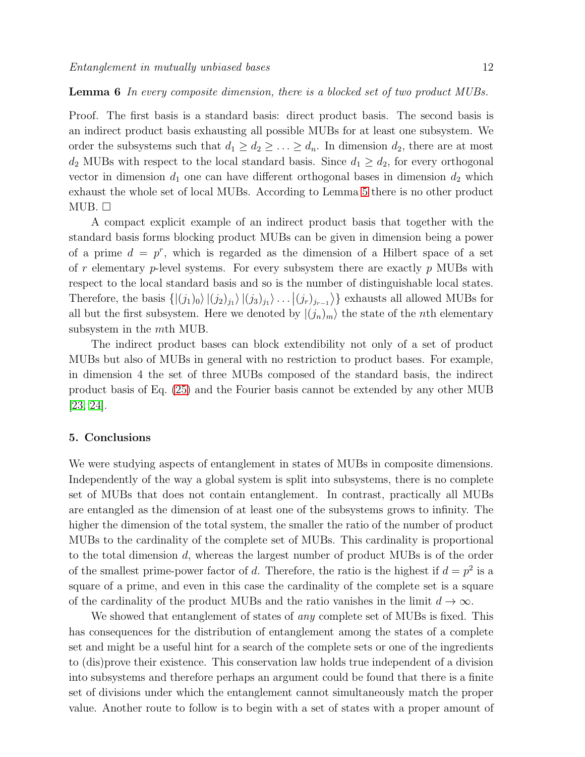**Lemma 6** *In every composite dimension, there is a blocked set of two product MUBs.*

Proof. The first basis is a standard basis: direct product basis. The second basis is an indirect product basis exhausting all possible MUBs for at least one subsystem. We order the subsystems such that $d_1 \geq d_2 \geq \ldots \geq d_n$. In dimension $d_2$, there are at most $d_2$ MUBs with respect to the local standard basis. Since $d_1 \geq d_2$, for every orthogonal vector in dimension $d_1$ one can have different orthogonal bases in dimension $d_2$ which exhaust the whole set of local MUBs. According to Lemma 5 there is no other product MUB. □

A compact explicit example of an indirect product basis that together with the standard basis forms blocking product MUBs can be given in dimension being a power of a prime $d = p^r$, which is regarded as the dimension of a Hilbert space of a set of $r$ elementary $p$-level systems. For every subsystem there are exactly $p$ MUBs with respect to the local standard basis and so is the number of distinguishable local states. Therefore, the basis $\{|(j_1)_0\rangle |(j_2)_{j_1}\rangle |(j_3)_{j_1}\rangle \ldots |(j_r)_{j_{r-1}}\rangle\}$ exhausts all allowed MUBs for all but the first subsystem. Here we denoted by $|(j_n)_m\rangle$ the state of the $n$th elementary subsystem in the $m$th MUB.

The indirect product bases can block extendibility not only of a set of product MUBs but also of MUBs in general with no restriction to product bases. For example, in dimension 4 the set of three MUBs composed of the standard basis, the indirect product basis of Eq. (25) and the Fourier basis cannot be extended by any other MUB [23, 24].

## 5. Conclusions

We were studying aspects of entanglement in states of MUBs in composite dimensions. Independently of the way a global system is split into subsystems, there is no complete set of MUBs that does not contain entanglement. In contrast, practically all MUBs are entangled as the dimension of at least one of the subsystems grows to infinity. The higher the dimension of the total system, the smaller the ratio of the number of product MUBs to the cardinality of the complete set of MUBs. This cardinality is proportional to the total dimension $d$, whereas the largest number of product MUBs is of the order of the smallest prime-power factor of $d$. Therefore, the ratio is the highest if $d = p^2$ is a square of a prime, and even in this case the cardinality of the complete set is a square of the cardinality of the product MUBs and the ratio vanishes in the limit $d \to \infty$.

We showed that entanglement of states of *any* complete set of MUBs is fixed. This has consequences for the distribution of entanglement among the states of a complete set and might be a useful hint for a search of the complete sets or one of the ingredients to (dis)prove their existence. This conservation law holds true independent of a division into subsystems and therefore perhaps an argument could be found that there is a finite set of divisions under which the entanglement cannot simultaneously match the proper value. Another route to follow is to begin with a set of states with a proper amount of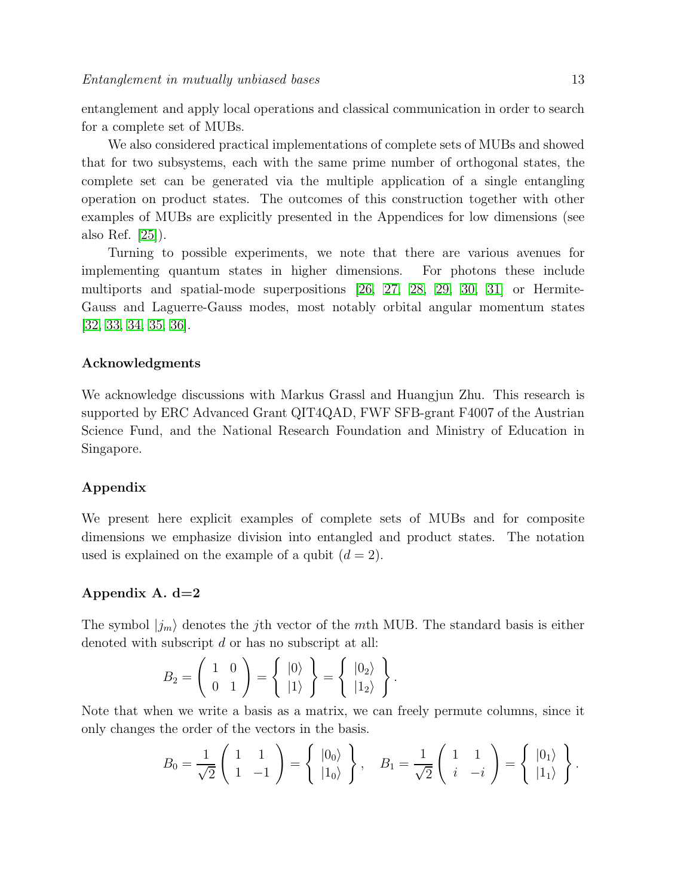entanglement and apply local operations and classical communication in order to search for a complete set of MUBs.

We also considered practical implementations of complete sets of MUBs and showed that for two subsystems, each with the same prime number of orthogonal states, the complete set can be generated via the multiple application of a single entangling operation on product states. The outcomes of this construction together with other examples of MUBs are explicitly presented in the Appendices for low dimensions (see also Ref. [25]).

Turning to possible experiments, we note that there are various avenues for implementing quantum states in higher dimensions. For photons these include multiports and spatial-mode superpositions [26, 27, 28, 29, 30, 31] or Hermite-Gauss and Laguerre-Gauss modes, most notably orbital angular momentum states [32, 33, 34, 35, 36].

## Acknowledgments

We acknowledge discussions with Markus Grassl and Huangjun Zhu. This research is supported by ERC Advanced Grant QIT4QAD, FWF SFB-grant F4007 of the Austrian Science Fund, and the National Research Foundation and Ministry of Education in Singapore.

## Appendix

We present here explicit examples of complete sets of MUBs and for composite dimensions we emphasize division into entangled and product states. The notation used is explained on the example of a qubit ($d = 2$).

## Appendix A. d=2

The symbol $|j_m\rangle$ denotes the $j$th vector of the $m$th MUB. The standard basis is either denoted with subscript $d$ or has no subscript at all:

$$B_2 = \begin{pmatrix} 1 & 0 \\ 0 & 1 \end{pmatrix} = \left\{ \begin{array}{c} |0\rangle \\ |1\rangle \end{array} \right\} = \left\{ \begin{array}{c} |0_2\rangle \\ |1_2\rangle \end{array} \right\}.$$

Note that when we write a basis as a matrix, we can freely permute columns, since it only changes the order of the vectors in the basis.

$$B_0 = \frac{1}{\sqrt{2}} \begin{pmatrix} 1 & 1 \\ 1 & -1 \end{pmatrix} = \left\{ \begin{array}{c} |0_0\rangle \\ |1_0\rangle \end{array} \right\}, \quad B_1 = \frac{1}{\sqrt{2}} \begin{pmatrix} 1 & 1 \\ i & -i \end{pmatrix} = \left\{ \begin{array}{c} |0_1\rangle \\ |1_1\rangle \end{array} \right\}.$$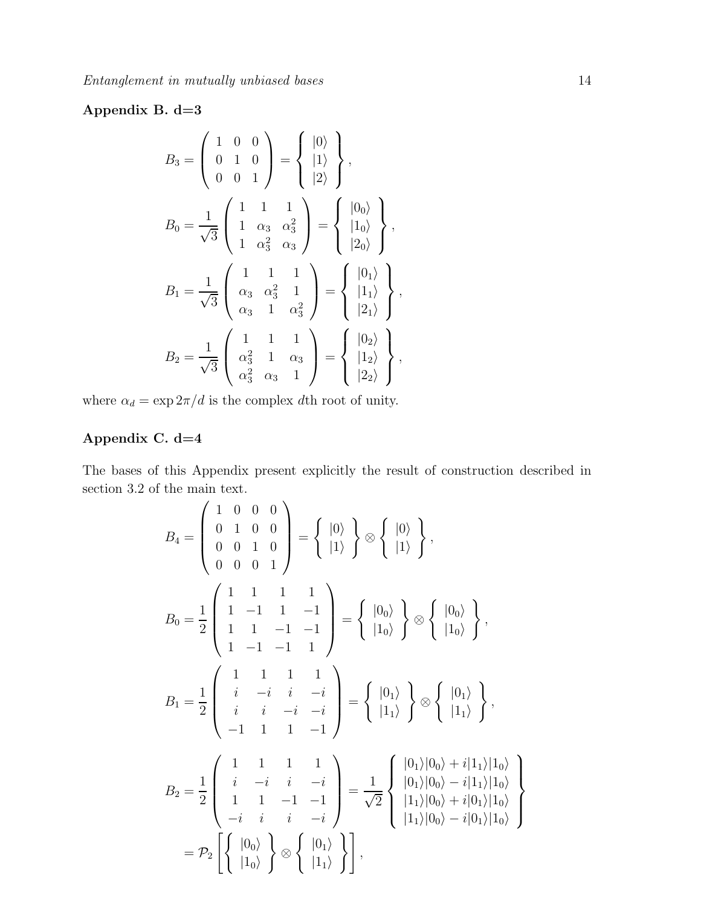## Appendix B. d=3

$$
B_3 = \begin{pmatrix} 1 & 0 & 0 \\ 0 & 1 & 0 \\ 0 & 0 & 1 \end{pmatrix} = \left\{ \begin{array}{c} |0\rangle \\ |1\rangle \\ |2\rangle \end{array} \right\},
$$

$$
B_0 = \frac{1}{\sqrt{3}} \begin{pmatrix} 1 & 1 & 1 \\ 1 & \alpha_3 & \alpha_3^2 \\ 1 & \alpha_3^2 & \alpha_3 \end{pmatrix} = \left\{ \begin{array}{c} |0_0\rangle \\ |1_0\rangle \\ |2_0\rangle \end{array} \right\},
$$

$$
B_1 = \frac{1}{\sqrt{3}} \begin{pmatrix} 1 & 1 & 1 \\ \alpha_3 & \alpha_3^2 & 1 \\ \alpha_3 & 1 & \alpha_3^2 \end{pmatrix} = \left\{ \begin{array}{c} |0_1\rangle \\ |1_1\rangle \\ |2_1\rangle \end{array} \right\},
$$

$$
B_2 = \frac{1}{\sqrt{3}} \begin{pmatrix} 1 & 1 & 1 \\ \alpha_3^2 & 1 & \alpha_3 \\ \alpha_3^2 & \alpha_3 & 1 \end{pmatrix} = \left\{ \begin{array}{c} |0_2\rangle \\ |1_2\rangle \\ |2_2\rangle \end{array} \right\},
$$

where $\alpha_d = \exp 2\pi/d$ is the complex $d$th root of unity.

## Appendix C. d=4

The bases of this Appendix present explicitly the result of construction described in section 3.2 of the main text.

$$
B_4 = \begin{pmatrix} 1 & 0 & 0 & 0 \\ 0 & 1 & 0 & 0 \\ 0 & 0 & 1 & 0 \\ 0 & 0 & 0 & 1 \end{pmatrix} = \left\{ \begin{array}{c} |0\rangle \\ |1\rangle \end{array} \right\} \otimes \left\{ \begin{array}{c} |0\rangle \\ |1\rangle \end{array} \right\},
$$

$$
B_0 = \frac{1}{2} \begin{pmatrix} 1 & 1 & 1 & 1 \\ 1 & -1 & 1 & -1 \\ 1 & 1 & -1 & -1 \\ 1 & -1 & -1 & 1 \end{pmatrix} = \left\{ \begin{array}{c} |0_0\rangle \\ |1_0\rangle \end{array} \right\} \otimes \left\{ \begin{array}{c} |0_0\rangle \\ |1_0\rangle \end{array} \right\},
$$

$$
B_1 = \frac{1}{2} \begin{pmatrix} 1 & 1 & 1 & 1 \\ i & -i & i & -i \\ i & i & -i & -i \\ -1 & 1 & 1 & -1 \end{pmatrix} = \left\{ \begin{array}{c} |0_1\rangle \\ |1_1\rangle \end{array} \right\} \otimes \left\{ \begin{array}{c} |0_1\rangle \\ |1_1\rangle \end{array} \right\},
$$

$$
B_2 = \frac{1}{2} \begin{pmatrix} 1 & 1 & 1 & 1 \\ i & -i & i & -i \\ 1 & 1 & -1 & -1 \\ -i & i & i & -i \end{pmatrix} = \frac{1}{\sqrt{2}} \left\{ \begin{array}{c} |0_1\rangle|0_0\rangle + i|1_1\rangle|1_0\rangle \\ |0_1\rangle|0_0\rangle - i|1_1\rangle|1_0\rangle \\ |1_1\rangle|0_0\rangle + i|0_1\rangle|1_0\rangle \\ |1_1\rangle|0_0\rangle - i|0_1\rangle|1_0\rangle \end{array} \right\}
$$

$$
= \mathcal{P}_2 \left[ \left\{ \begin{array}{c} |0_0\rangle \\ |1_0\rangle \end{array} \right\} \otimes \left\{ \begin{array}{c} |0_1\rangle \\ |1_1\rangle \end{array} \right\} \right],
$$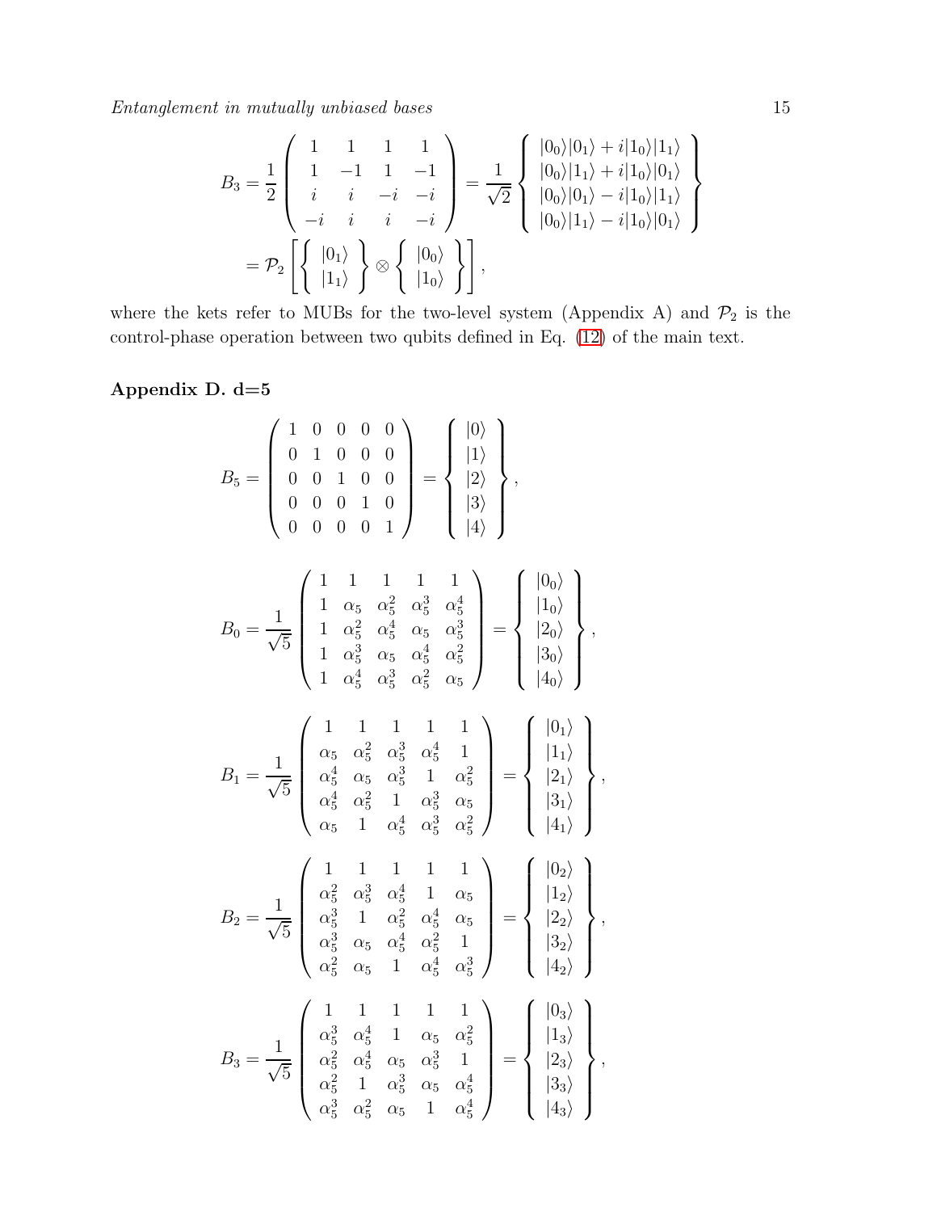$$B_3 = \frac{1}{2}\left(\begin{array}{cccc} 1 & 1 & 1 & 1 \\ 1 & -1 & 1 & -1 \\ i & i & -i & -i \\ -i & i & i & -i \end{array}\right) = \frac{1}{\sqrt{2}}\left\{\begin{array}{c} |0_0\rangle|0_1\rangle + i|1_0\rangle|1_1\rangle \\ |0_0\rangle|1_1\rangle + i|1_0\rangle|0_1\rangle \\ |0_0\rangle|0_1\rangle - i|1_0\rangle|1_1\rangle \\ |0_0\rangle|1_1\rangle - i|1_0\rangle|0_1\rangle \end{array}\right\}$$

$$= \mathcal{P}_2\left[\left\{\begin{array}{c} |0_1\rangle \\ |1_1\rangle \end{array}\right\} \otimes \left\{\begin{array}{c} |0_0\rangle \\ |1_0\rangle \end{array}\right\}\right],$$

where the kets refer to MUBs for the two-level system (Appendix A) and $\mathcal{P}_2$ is the control-phase operation between two qubits defined in Eq. (12) of the main text.

### Appendix D. d=5

$$B_5 = \left(\begin{array}{ccccc} 1 & 0 & 0 & 0 & 0 \\ 0 & 1 & 0 & 0 & 0 \\ 0 & 0 & 1 & 0 & 0 \\ 0 & 0 & 0 & 1 & 0 \\ 0 & 0 & 0 & 0 & 1 \end{array}\right) = \left\{\begin{array}{c} |0\rangle \\ |1\rangle \\ |2\rangle \\ |3\rangle \\ |4\rangle \end{array}\right\},$$

$$B_0 = \frac{1}{\sqrt{5}}\left(\begin{array}{ccccc} 1 & 1 & 1 & 1 & 1 \\ 1 & \alpha_5 & \alpha_5^2 & \alpha_5^3 & \alpha_5^4 \\ 1 & \alpha_5^2 & \alpha_5^4 & \alpha_5 & \alpha_5^3 \\ 1 & \alpha_5^3 & \alpha_5 & \alpha_5^4 & \alpha_5^2 \\ 1 & \alpha_5^4 & \alpha_5^3 & \alpha_5^2 & \alpha_5 \end{array}\right) = \left\{\begin{array}{c} |0_0\rangle \\ |1_0\rangle \\ |2_0\rangle \\ |3_0\rangle \\ |4_0\rangle \end{array}\right\},$$

$$B_1 = \frac{1}{\sqrt{5}}\left(\begin{array}{ccccc} 1 & 1 & 1 & 1 & 1 \\ \alpha_5 & \alpha_5^2 & \alpha_5^3 & \alpha_5^4 & 1 \\ \alpha_5^4 & \alpha_5 & \alpha_5^3 & 1 & \alpha_5^2 \\ \alpha_5^4 & \alpha_5^2 & 1 & \alpha_5^3 & \alpha_5 \\ \alpha_5 & 1 & \alpha_5^4 & \alpha_5^3 & \alpha_5^2 \end{array}\right) = \left\{\begin{array}{c} |0_1\rangle \\ |1_1\rangle \\ |2_1\rangle \\ |3_1\rangle \\ |4_1\rangle \end{array}\right\},$$

$$B_2 = \frac{1}{\sqrt{5}}\left(\begin{array}{ccccc} 1 & 1 & 1 & 1 & 1 \\ \alpha_5^2 & \alpha_5^3 & \alpha_5^4 & 1 & \alpha_5 \\ \alpha_5^3 & 1 & \alpha_5^2 & \alpha_5^4 & \alpha_5 \\ \alpha_5^3 & \alpha_5 & \alpha_5^4 & \alpha_5^2 & 1 \\ \alpha_5^2 & \alpha_5 & 1 & \alpha_5^4 & \alpha_5^3 \end{array}\right) = \left\{\begin{array}{c} |0_2\rangle \\ |1_2\rangle \\ |2_2\rangle \\ |3_2\rangle \\ |4_2\rangle \end{array}\right\},$$

$$B_3 = \frac{1}{\sqrt{5}}\left(\begin{array}{ccccc} 1 & 1 & 1 & 1 & 1 \\ \alpha_5^3 & \alpha_5^4 & 1 & \alpha_5 & \alpha_5^2 \\ \alpha_5^2 & \alpha_5^4 & \alpha_5 & \alpha_5^3 & 1 \\ \alpha_5^2 & 1 & \alpha_5^3 & \alpha_5 & \alpha_5^4 \\ \alpha_5^3 & \alpha_5^2 & \alpha_5 & 1 & \alpha_5^4 \end{array}\right) = \left\{\begin{array}{c} |0_3\rangle \\ |1_3\rangle \\ |2_3\rangle \\ |3_3\rangle \\ |4_3\rangle \end{array}\right\},$$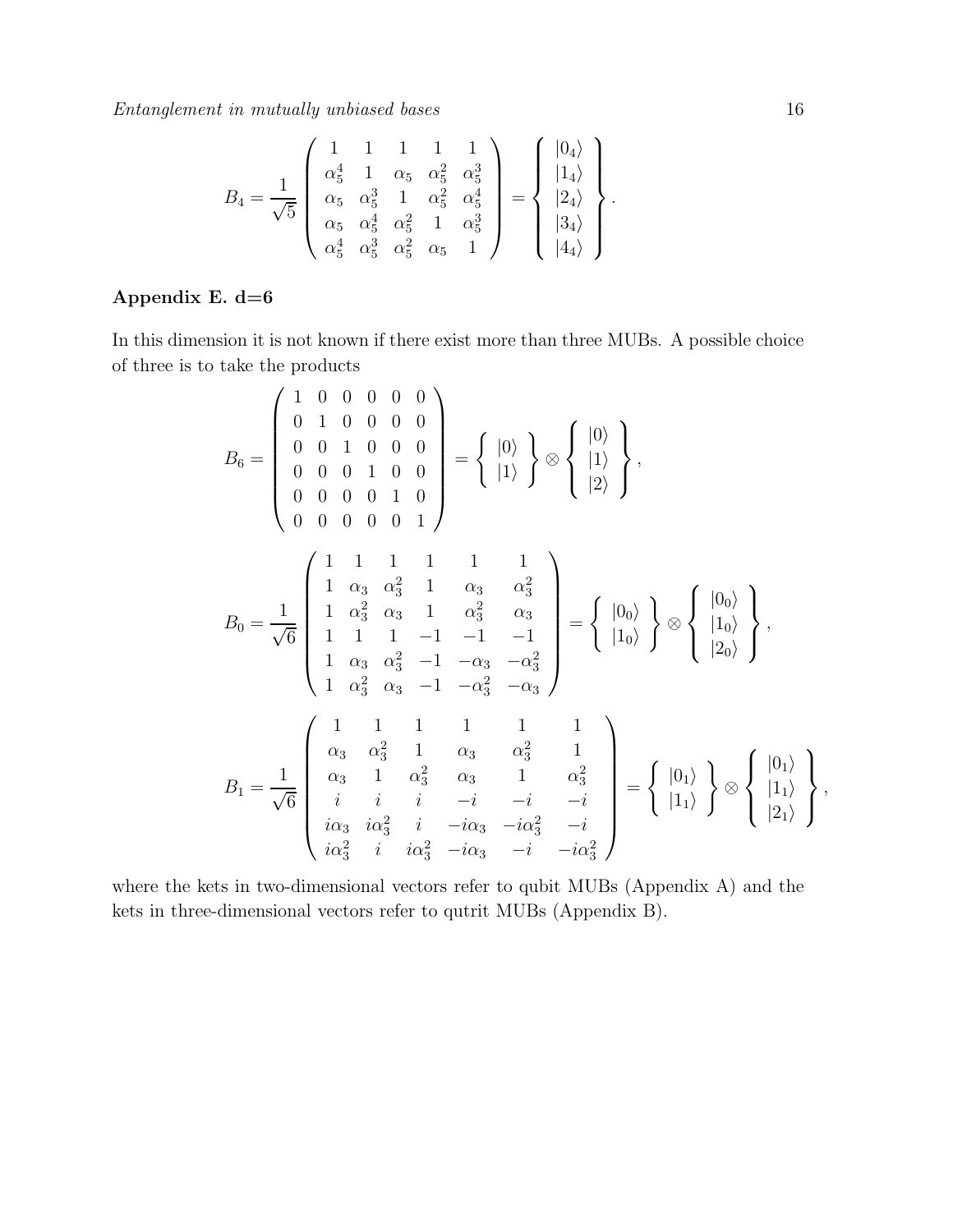$$B_4 = \frac{1}{\sqrt{5}} \left( \begin{array}{ccccc} 1 & 1 & 1 & 1 & 1 \\ \alpha_5^4 & 1 & \alpha_5 & \alpha_5^2 & \alpha_5^3 \\ \alpha_5 & \alpha_5^3 & 1 & \alpha_5^2 & \alpha_5^4 \\ \alpha_5 & \alpha_5^4 & \alpha_5^2 & 1 & \alpha_5^3 \\ \alpha_5^4 & \alpha_5^3 & \alpha_5^2 & \alpha_5 & 1 \end{array} \right) = \left\{ \begin{array}{c} |0_4\rangle \\ |1_4\rangle \\ |2_4\rangle \\ |3_4\rangle \\ |4_4\rangle \end{array} \right\}.$$

## Appendix E. d=6

In this dimension it is not known if there exist more than three MUBs. A possible choice of three is to take the products

$$B_6 = \left( \begin{array}{cccccc} 1 & 0 & 0 & 0 & 0 & 0 \\ 0 & 1 & 0 & 0 & 0 & 0 \\ 0 & 0 & 1 & 0 & 0 & 0 \\ 0 & 0 & 0 & 1 & 0 & 0 \\ 0 & 0 & 0 & 0 & 1 & 0 \\ 0 & 0 & 0 & 0 & 0 & 1 \end{array} \right) = \left\{ \begin{array}{c} |0\rangle \\ |1\rangle \end{array} \right\} \otimes \left\{ \begin{array}{c} |0\rangle \\ |1\rangle \\ |2\rangle \end{array} \right\},$$

$$B_0 = \frac{1}{\sqrt{6}} \left( \begin{array}{cccccc} 1 & 1 & 1 & 1 & 1 & 1 \\ 1 & \alpha_3 & \alpha_3^2 & 1 & \alpha_3 & \alpha_3^2 \\ 1 & \alpha_3^2 & \alpha_3 & 1 & \alpha_3^2 & \alpha_3 \\ 1 & 1 & 1 & -1 & -1 & -1 \\ 1 & \alpha_3 & \alpha_3^2 & -1 & -\alpha_3 & -\alpha_3^2 \\ 1 & \alpha_3^2 & \alpha_3 & -1 & -\alpha_3^2 & -\alpha_3 \end{array} \right) = \left\{ \begin{array}{c} |0_0\rangle \\ |1_0\rangle \end{array} \right\} \otimes \left\{ \begin{array}{c} |0_0\rangle \\ |1_0\rangle \\ |2_0\rangle \end{array} \right\},$$

$$B_1 = \frac{1}{\sqrt{6}} \left( \begin{array}{cccccc} 1 & 1 & 1 & 1 & 1 & 1 \\ \alpha_3 & \alpha_3^2 & 1 & \alpha_3 & \alpha_3^2 & 1 \\ \alpha_3 & 1 & \alpha_3^2 & \alpha_3 & 1 & \alpha_3^2 \\ i & i & i & -i & -i & -i \\ i\alpha_3 & i\alpha_3^2 & i & -i\alpha_3 & -i\alpha_3^2 & -i \\ i\alpha_3^2 & i & i\alpha_3^2 & -i\alpha_3 & -i & -i\alpha_3^2 \end{array} \right) = \left\{ \begin{array}{c} |0_1\rangle \\ |1_1\rangle \end{array} \right\} \otimes \left\{ \begin{array}{c} |0_1\rangle \\ |1_1\rangle \\ |2_1\rangle \end{array} \right\},$$

where the kets in two-dimensional vectors refer to qubit MUBs (Appendix A) and the kets in three-dimensional vectors refer to qutrit MUBs (Appendix B).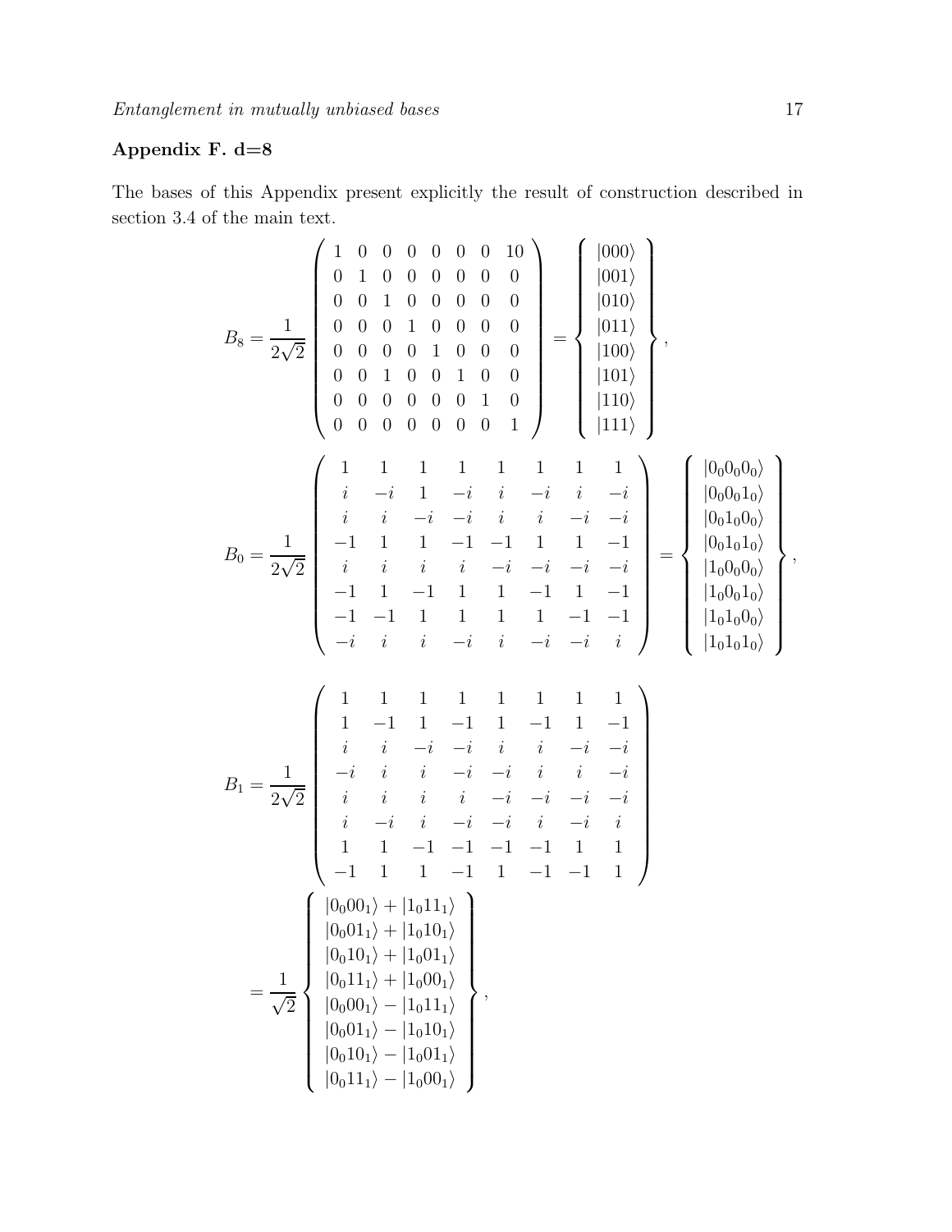## Appendix F. d=8

The bases of this Appendix present explicitly the result of construction described in section 3.4 of the main text.

$$
B_8 = \frac{1}{2\sqrt{2}} \begin{pmatrix} 1 & 0 & 0 & 0 & 0 & 0 & 0 & 10 \\ 0 & 1 & 0 & 0 & 0 & 0 & 0 & 0 \\ 0 & 0 & 1 & 0 & 0 & 0 & 0 & 0 \\ 0 & 0 & 0 & 1 & 0 & 0 & 0 & 0 \\ 0 & 0 & 0 & 0 & 1 & 0 & 0 & 0 \\ 0 & 0 & 1 & 0 & 0 & 1 & 0 & 0 \\ 0 & 0 & 0 & 0 & 0 & 0 & 1 & 0 \\ 0 & 0 & 0 & 0 & 0 & 0 & 0 & 1 \end{pmatrix} = \begin{Bmatrix} |000\rangle \\ |001\rangle \\ |010\rangle \\ |011\rangle \\ |100\rangle \\ |101\rangle \\ |110\rangle \\ |111\rangle \end{Bmatrix},
$$

$$
B_0 = \frac{1}{2\sqrt{2}} \begin{pmatrix} 1 & 1 & 1 & 1 & 1 & 1 & 1 & 1 \\ i & -i & 1 & -i & i & -i & i & -i \\ i & i & -i & -i & i & i & -i & -i \\ -1 & 1 & 1 & -1 & -1 & 1 & 1 & -1 \\ i & i & i & i & -i & -i & -i & -i \\ -1 & 1 & -1 & 1 & 1 & -1 & 1 & -1 \\ -1 & -1 & 1 & 1 & 1 & 1 & -1 & -1 \\ -i & i & i & -i & i & -i & -i & i \end{pmatrix} = \begin{Bmatrix} |0_0 0_0 0_0\rangle \\ |0_0 0_0 1_0\rangle \\ |0_0 1_0 0_0\rangle \\ |0_0 1_0 1_0\rangle \\ |1_0 0_0 0_0\rangle \\ |1_0 0_0 1_0\rangle \\ |1_0 1_0 0_0\rangle \\ |1_0 1_0 1_0\rangle \end{Bmatrix},
$$

$$
B_1 = \frac{1}{2\sqrt{2}} \begin{pmatrix} 1 & 1 & 1 & 1 & 1 & 1 & 1 & 1 \\ 1 & -1 & 1 & -1 & 1 & -1 & 1 & -1 \\ i & i & -i & -i & i & i & -i & -i \\ -i & i & i & -i & -i & i & i & -i \\ i & i & i & i & -i & -i & -i & -i \\ i & -i & i & -i & -i & i & -i & i \\ 1 & 1 & -1 & -1 & -1 & -1 & 1 & 1 \\ -1 & 1 & 1 & -1 & 1 & -1 & -1 & 1 \end{pmatrix}
$$

$$
= \frac{1}{\sqrt{2}} \begin{Bmatrix} |0_0 0 0_1\rangle + |1_0 1 1_1\rangle \\ |0_0 0 1_1\rangle + |1_0 1 0_1\rangle \\ |0_0 1 0_1\rangle + |1_0 0 1_1\rangle \\ |0_0 1 1_1\rangle + |1_0 0 0_1\rangle \\ |0_0 0 0_1\rangle - |1_0 1 1_1\rangle \\ |0_0 0 1_1\rangle - |1_0 1 0_1\rangle \\ |0_0 1 0_1\rangle - |1_0 0 1_1\rangle \\ |0_0 1 1_1\rangle - |1_0 0 0_1\rangle \end{Bmatrix},
$$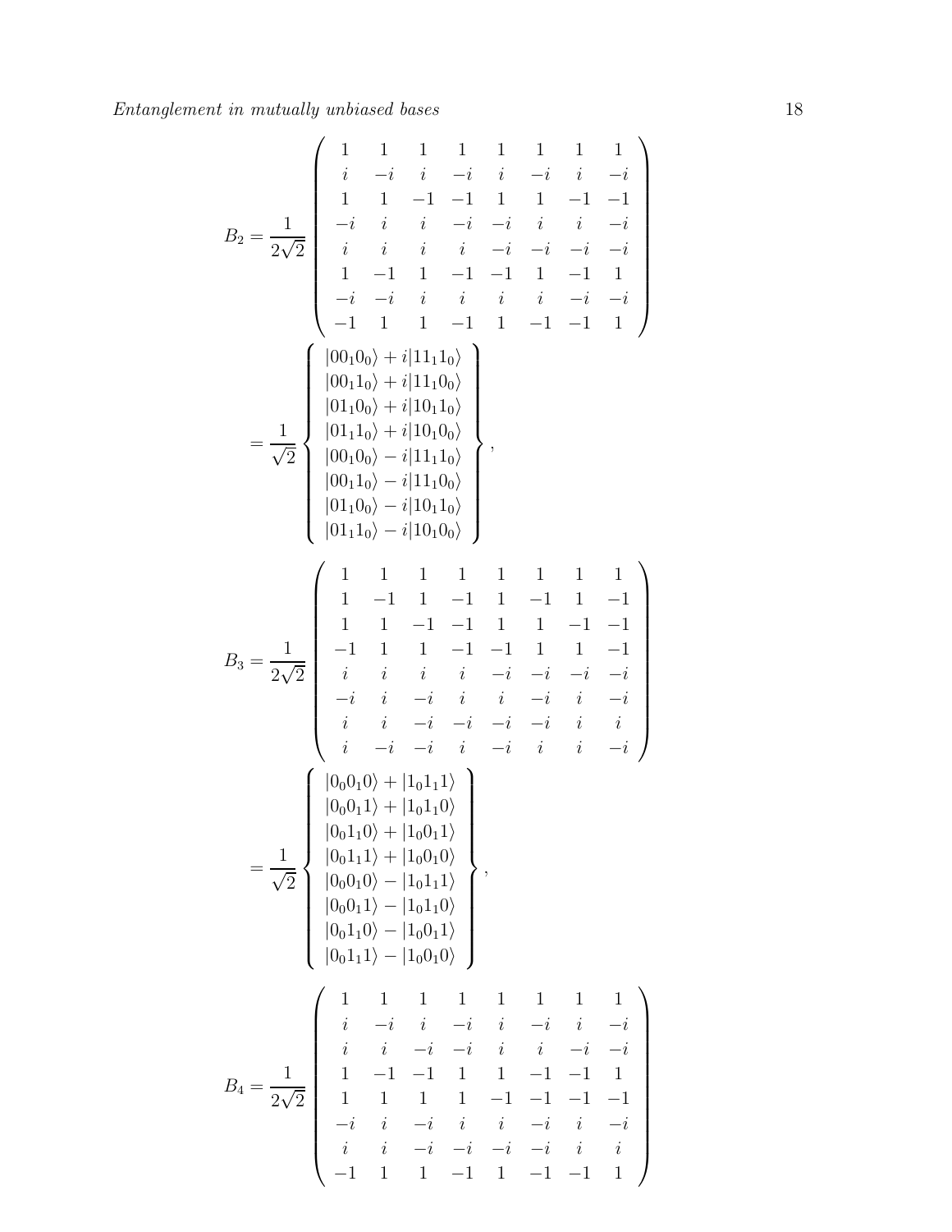$$
B_2 = \frac{1}{2\sqrt{2}} \begin{pmatrix}
1 & 1 & 1 & 1 & 1 & 1 & 1 & 1 \\
i & -i & i & -i & i & -i & i & -i \\
1 & 1 & -1 & -1 & 1 & 1 & -1 & -1 \\
-i & i & i & -i & -i & i & i & -i \\
i & i & i & i & -i & -i & -i & -i \\
1 & -1 & 1 & -1 & -1 & 1 & -1 & 1 \\
-i & -i & i & i & i & i & -i & -i \\
-1 & 1 & 1 & -1 & 1 & -1 & -1 & 1
\end{pmatrix}
$$

$$
= \frac{1}{\sqrt{2}} \left\{ \begin{array}{l}
|00_1 0_0\rangle + i|11_1 1_0\rangle \\
|00_1 1_0\rangle + i|11_1 0_0\rangle \\
|01_1 0_0\rangle + i|10_1 1_0\rangle \\
|01_1 1_0\rangle + i|10_1 0_0\rangle \\
|00_1 0_0\rangle - i|11_1 1_0\rangle \\
|00_1 1_0\rangle - i|11_1 0_0\rangle \\
|01_1 0_0\rangle - i|10_1 1_0\rangle \\
|01_1 1_0\rangle - i|10_1 0_0\rangle
\end{array} \right\},
$$

$$
B_3 = \frac{1}{2\sqrt{2}} \begin{pmatrix}
1 & 1 & 1 & 1 & 1 & 1 & 1 & 1 \\
1 & -1 & 1 & -1 & 1 & -1 & 1 & -1 \\
1 & 1 & -1 & -1 & 1 & 1 & -1 & -1 \\
-1 & 1 & 1 & -1 & -1 & 1 & 1 & -1 \\
i & i & i & i & -i & -i & -i & -i \\
-i & i & -i & i & i & -i & i & -i \\
i & i & -i & -i & -i & -i & i & i \\
i & -i & -i & i & -i & i & i & -i
\end{pmatrix}
$$

$$
= \frac{1}{\sqrt{2}} \left\{ \begin{array}{l}
|0_0 0_1 0\rangle + |1_0 1_1 1\rangle \\
|0_0 0_1 1\rangle + |1_0 1_1 0\rangle \\
|0_0 1_1 0\rangle + |1_0 0_1 1\rangle \\
|0_0 1_1 1\rangle + |1_0 0_1 0\rangle \\
|0_0 0_1 0\rangle - |1_0 1_1 1\rangle \\
|0_0 0_1 1\rangle - |1_0 1_1 0\rangle \\
|0_0 1_1 0\rangle - |1_0 0_1 1\rangle \\
|0_0 1_1 1\rangle - |1_0 0_1 0\rangle
\end{array} \right\},
$$

$$
B_4 = \frac{1}{2\sqrt{2}} \begin{pmatrix}
1 & 1 & 1 & 1 & 1 & 1 & 1 & 1 \\
i & -i & i & -i & i & -i & i & -i \\
i & i & -i & -i & i & i & -i & -i \\
1 & -1 & -1 & 1 & 1 & -1 & -1 & 1 \\
1 & 1 & 1 & 1 & -1 & -1 & -1 & -1 \\
-i & i & -i & i & i & -i & i & -i \\
i & i & -i & -i & -i & -i & i & i \\
-1 & 1 & 1 & -1 & 1 & -1 & -1 & 1
\end{pmatrix}
$$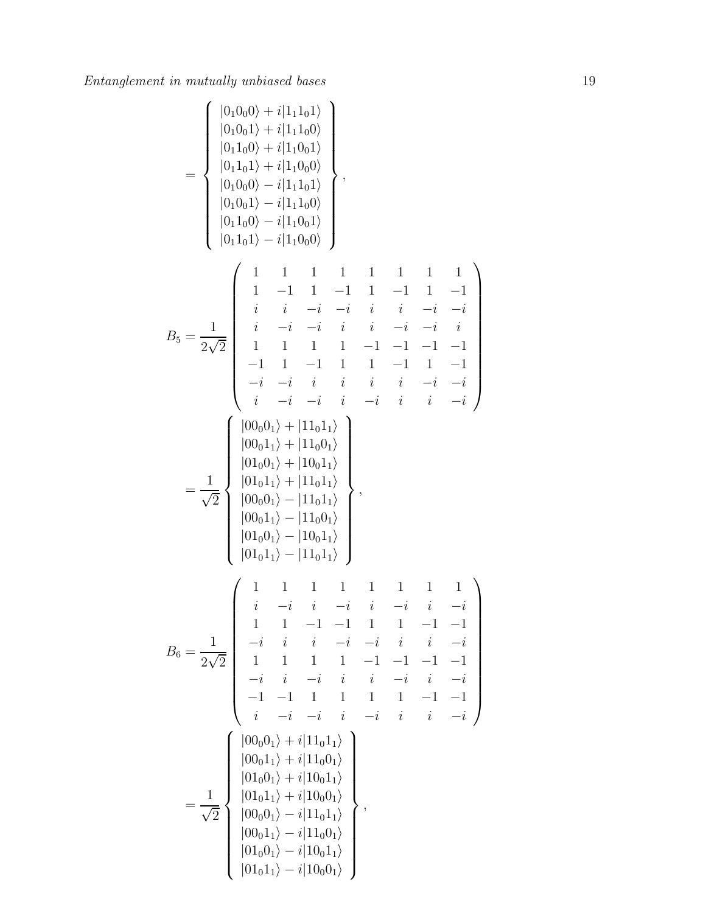$$
= \left\{ \begin{array}{c} |0_1 0_0 0\rangle + i|1_1 1_0 1\rangle \\ |0_1 0_0 1\rangle + i|1_1 1_0 0\rangle \\ |0_1 1_0 0\rangle + i|1_1 0_0 1\rangle \\ |0_1 1_0 1\rangle + i|1_1 0_0 0\rangle \\ |0_1 0_0 0\rangle - i|1_1 1_0 1\rangle \\ |0_1 0_0 1\rangle - i|1_1 1_0 0\rangle \\ |0_1 1_0 0\rangle - i|1_1 0_0 1\rangle \\ |0_1 1_0 1\rangle - i|1_1 0_0 0\rangle \end{array} \right\},
$$

$$
B_5 = \frac{1}{2\sqrt{2}} \begin{pmatrix} 1 & 1 & 1 & 1 & 1 & 1 & 1 & 1 \\ 1 & -1 & 1 & -1 & 1 & -1 & 1 & -1 \\ i & i & -i & -i & i & i & -i & -i \\ i & -i & -i & i & i & -i & -i & i \\ 1 & 1 & 1 & 1 & -1 & -1 & -1 & -1 \\ -1 & 1 & -1 & 1 & 1 & -1 & 1 & -1 \\ -i & -i & i & i & i & i & -i & -i \\ i & -i & -i & i & -i & i & i & -i \end{pmatrix}
$$

$$
= \frac{1}{\sqrt{2}} \left\{ \begin{array}{c} |00_0 0_1\rangle + |11_0 1_1\rangle \\ |00_0 1_1\rangle + |11_0 0_1\rangle \\ |01_0 0_1\rangle + |10_0 1_1\rangle \\ |01_0 1_1\rangle + |11_0 1_1\rangle \\ |00_0 0_1\rangle - |11_0 1_1\rangle \\ |00_0 1_1\rangle - |11_0 0_1\rangle \\ |01_0 0_1\rangle - |10_0 1_1\rangle \\ |01_0 1_1\rangle - |11_0 1_1\rangle \end{array} \right\},
$$

$$
B_6 = \frac{1}{2\sqrt{2}} \begin{pmatrix} 1 & 1 & 1 & 1 & 1 & 1 & 1 & 1 \\ i & -i & i & -i & i & -i & i & -i \\ 1 & 1 & -1 & -1 & 1 & 1 & -1 & -1 \\ -i & i & i & -i & -i & i & i & -i \\ 1 & 1 & 1 & 1 & -1 & -1 & -1 & -1 \\ -i & i & -i & i & i & -i & i & -i \\ -1 & -1 & 1 & 1 & 1 & 1 & -1 & -1 \\ i & -i & -i & i & -i & i & i & -i \end{pmatrix}
$$

$$
= \frac{1}{\sqrt{2}} \left\{ \begin{array}{c} |00_0 0_1\rangle + i|11_0 1_1\rangle \\ |00_0 1_1\rangle + i|11_0 0_1\rangle \\ |01_0 0_1\rangle + i|10_0 1_1\rangle \\ |01_0 1_1\rangle + i|10_0 0_1\rangle \\ |00_0 0_1\rangle - i|11_0 1_1\rangle \\ |00_0 1_1\rangle - i|11_0 0_1\rangle \\ |01_0 0_1\rangle - i|10_0 1_1\rangle \\ |01_0 1_1\rangle - i|10_0 0_1\rangle \end{array} \right\},
$$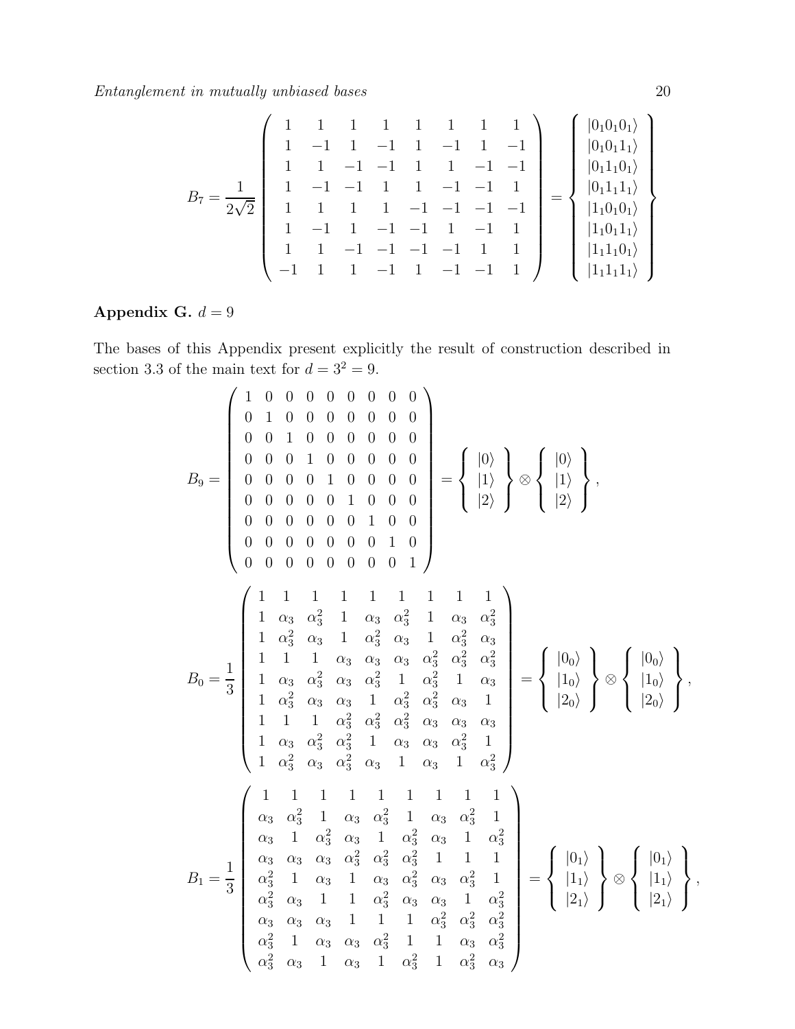$$B_7 = \frac{1}{2\sqrt{2}} \begin{pmatrix} 1 & 1 & 1 & 1 & 1 & 1 & 1 & 1 \\ 1 & -1 & 1 & -1 & 1 & -1 & 1 & -1 \\ 1 & 1 & -1 & -1 & 1 & 1 & -1 & -1 \\ 1 & -1 & -1 & 1 & 1 & -1 & -1 & 1 \\ 1 & 1 & 1 & 1 & -1 & -1 & -1 & -1 \\ 1 & -1 & 1 & -1 & -1 & 1 & -1 & 1 \\ 1 & 1 & -1 & -1 & -1 & -1 & 1 & 1 \\ -1 & 1 & 1 & -1 & 1 & -1 & -1 & 1 \end{pmatrix} = \left\{ \begin{array}{c} |0_1 0_1 0_1\rangle \\ |0_1 0_1 1_1\rangle \\ |0_1 1_1 0_1\rangle \\ |0_1 1_1 1_1\rangle \\ |1_1 0_1 0_1\rangle \\ |1_1 0_1 1_1\rangle \\ |1_1 1_1 0_1\rangle \\ |1_1 1_1 1_1\rangle \end{array} \right\}$$

## Appendix G. $d = 9$

The bases of this Appendix present explicitly the result of construction described in section 3.3 of the main text for $d = 3^2 = 9$.

$$B_9 = \begin{pmatrix} 1 & 0 & 0 & 0 & 0 & 0 & 0 & 0 & 0 \\ 0 & 1 & 0 & 0 & 0 & 0 & 0 & 0 & 0 \\ 0 & 0 & 1 & 0 & 0 & 0 & 0 & 0 & 0 \\ 0 & 0 & 0 & 1 & 0 & 0 & 0 & 0 & 0 \\ 0 & 0 & 0 & 0 & 1 & 0 & 0 & 0 & 0 \\ 0 & 0 & 0 & 0 & 0 & 1 & 0 & 0 & 0 \\ 0 & 0 & 0 & 0 & 0 & 0 & 1 & 0 & 0 \\ 0 & 0 & 0 & 0 & 0 & 0 & 0 & 1 & 0 \\ 0 & 0 & 0 & 0 & 0 & 0 & 0 & 0 & 1 \end{pmatrix} = \left\{ \begin{array}{c} |0\rangle \\ |1\rangle \\ |2\rangle \end{array} \right\} \otimes \left\{ \begin{array}{c} |0\rangle \\ |1\rangle \\ |2\rangle \end{array} \right\},$$

$$B_0 = \frac{1}{3} \begin{pmatrix} 1 & 1 & 1 & 1 & 1 & 1 & 1 & 1 & 1 \\ 1 & \alpha_3 & \alpha_3^2 & 1 & \alpha_3 & \alpha_3^2 & 1 & \alpha_3 & \alpha_3^2 \\ 1 & \alpha_3^2 & \alpha_3 & 1 & \alpha_3^2 & \alpha_3 & 1 & \alpha_3^2 & \alpha_3 \\ 1 & 1 & 1 & \alpha_3 & \alpha_3 & \alpha_3 & \alpha_3^2 & \alpha_3^2 & \alpha_3^2 \\ 1 & \alpha_3 & \alpha_3^2 & \alpha_3 & \alpha_3^2 & 1 & \alpha_3^2 & 1 & \alpha_3 \\ 1 & \alpha_3^2 & \alpha_3 & \alpha_3 & 1 & \alpha_3^2 & \alpha_3^2 & \alpha_3 & 1 \\ 1 & 1 & 1 & \alpha_3^2 & \alpha_3^2 & \alpha_3^2 & \alpha_3 & \alpha_3 & \alpha_3 \\ 1 & \alpha_3 & \alpha_3^2 & \alpha_3^2 & 1 & \alpha_3 & \alpha_3 & \alpha_3^2 & 1 \\ 1 & \alpha_3^2 & \alpha_3 & \alpha_3^2 & \alpha_3 & 1 & \alpha_3 & 1 & \alpha_3^2 \end{pmatrix} = \left\{ \begin{array}{c} |0_0\rangle \\ |1_0\rangle \\ |2_0\rangle \end{array} \right\} \otimes \left\{ \begin{array}{c} |0_0\rangle \\ |1_0\rangle \\ |2_0\rangle \end{array} \right\},$$

$$B_1 = \frac{1}{3} \begin{pmatrix} 1 & 1 & 1 & 1 & 1 & 1 & 1 & 1 & 1 \\ \alpha_3 & \alpha_3^2 & 1 & \alpha_3 & \alpha_3^2 & 1 & \alpha_3 & \alpha_3^2 & 1 \\ \alpha_3 & 1 & \alpha_3^2 & \alpha_3 & 1 & \alpha_3^2 & \alpha_3 & 1 & \alpha_3^2 \\ \alpha_3 & \alpha_3 & \alpha_3 & \alpha_3^2 & \alpha_3^2 & \alpha_3^2 & 1 & 1 & 1 \\ \alpha_3^2 & 1 & \alpha_3 & 1 & \alpha_3 & \alpha_3^2 & \alpha_3 & \alpha_3^2 & 1 \\ \alpha_3^2 & \alpha_3 & 1 & 1 & \alpha_3^2 & \alpha_3 & \alpha_3 & 1 & \alpha_3^2 \\ \alpha_3 & \alpha_3 & \alpha_3 & 1 & 1 & 1 & \alpha_3^2 & \alpha_3^2 & \alpha_3^2 \\ \alpha_3^2 & 1 & \alpha_3 & \alpha_3 & \alpha_3^2 & 1 & 1 & \alpha_3 & \alpha_3^2 \\ \alpha_3^2 & \alpha_3 & 1 & \alpha_3 & 1 & \alpha_3^2 & 1 & \alpha_3^2 & \alpha_3 \end{pmatrix} = \left\{ \begin{array}{c} |0_1\rangle \\ |1_1\rangle \\ |2_1\rangle \end{array} \right\} \otimes \left\{ \begin{array}{c} |0_1\rangle \\ |1_1\rangle \\ |2_1\rangle \end{array} \right\},$$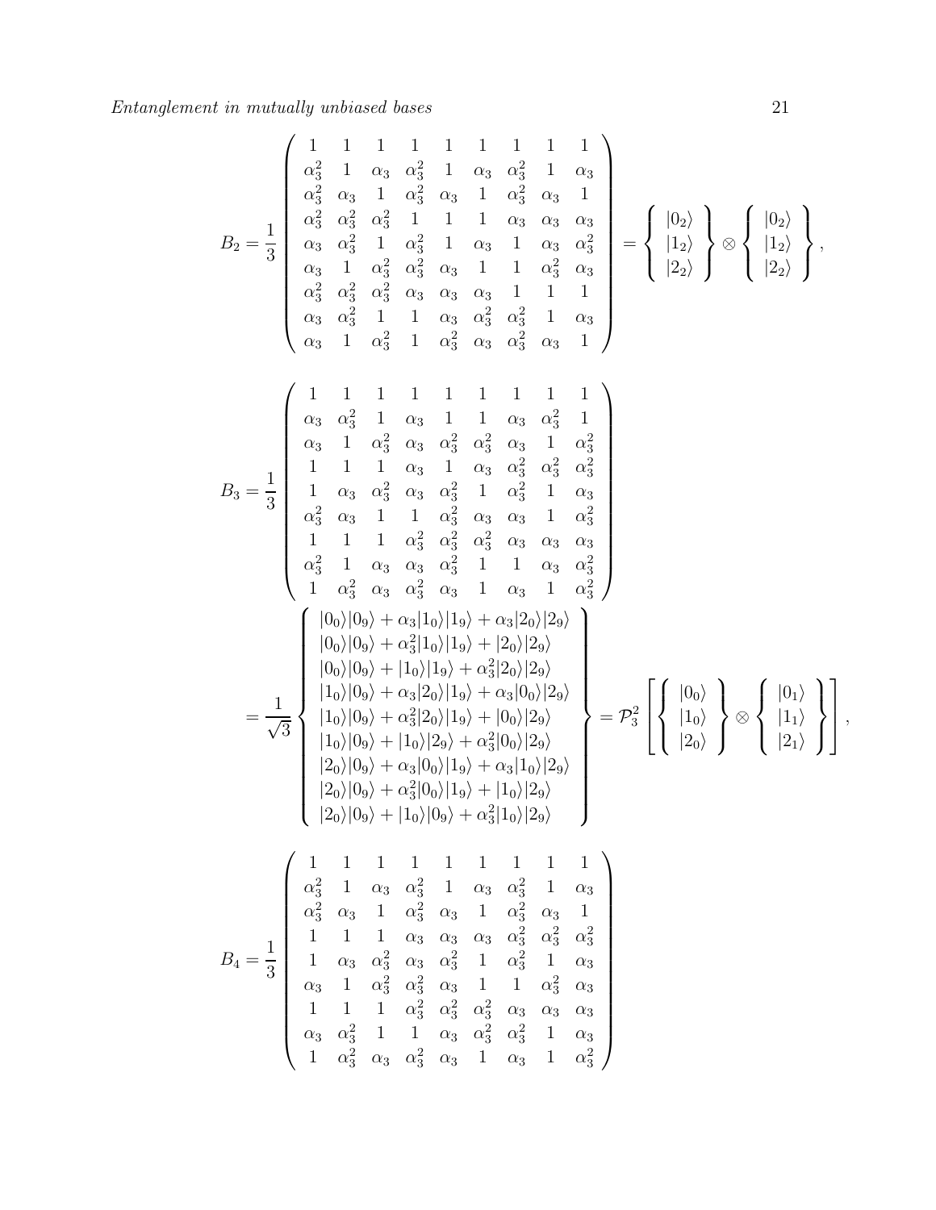$$
B_2 = \frac{1}{3}\begin{pmatrix}
1 & 1 & 1 & 1 & 1 & 1 & 1 & 1 & 1 \\
\alpha_3^2 & 1 & \alpha_3 & \alpha_3^2 & 1 & \alpha_3 & \alpha_3^2 & 1 & \alpha_3 \\
\alpha_3^2 & \alpha_3 & 1 & \alpha_3^2 & \alpha_3 & 1 & \alpha_3^2 & \alpha_3 & 1 \\
\alpha_3^2 & \alpha_3^2 & \alpha_3^2 & 1 & 1 & 1 & \alpha_3 & \alpha_3 & \alpha_3 \\
\alpha_3 & \alpha_3^2 & 1 & \alpha_3^2 & 1 & \alpha_3 & 1 & \alpha_3 & \alpha_3^2 \\
\alpha_3 & 1 & \alpha_3^2 & \alpha_3^2 & \alpha_3 & 1 & 1 & \alpha_3^2 & \alpha_3 \\
\alpha_3^2 & \alpha_3^2 & \alpha_3^2 & \alpha_3 & \alpha_3 & \alpha_3 & 1 & 1 & 1 \\
\alpha_3 & \alpha_3^2 & 1 & 1 & \alpha_3 & \alpha_3^2 & \alpha_3^2 & 1 & \alpha_3 \\
\alpha_3 & 1 & \alpha_3^2 & 1 & \alpha_3^2 & \alpha_3 & \alpha_3^2 & \alpha_3 & 1
\end{pmatrix} = \left\{\begin{array}{c} |0_2\rangle \\ |1_2\rangle \\ |2_2\rangle \end{array}\right\} \otimes \left\{\begin{array}{c} |0_2\rangle \\ |1_2\rangle \\ |2_2\rangle \end{array}\right\},
$$

$$
B_3 = \frac{1}{3}\begin{pmatrix}
1 & 1 & 1 & 1 & 1 & 1 & 1 & 1 & 1 \\
\alpha_3 & \alpha_3^2 & 1 & \alpha_3 & 1 & 1 & \alpha_3 & \alpha_3^2 & 1 \\
\alpha_3 & 1 & \alpha_3^2 & \alpha_3 & \alpha_3^2 & \alpha_3^2 & \alpha_3 & 1 & \alpha_3^2 \\
1 & 1 & 1 & \alpha_3 & 1 & \alpha_3 & \alpha_3^2 & \alpha_3^2 & \alpha_3^2 \\
1 & \alpha_3 & \alpha_3^2 & \alpha_3 & \alpha_3^2 & 1 & \alpha_3^2 & 1 & \alpha_3 \\
\alpha_3^2 & \alpha_3 & 1 & 1 & \alpha_3^2 & \alpha_3 & \alpha_3 & 1 & \alpha_3^2 \\
1 & 1 & 1 & \alpha_3^2 & \alpha_3^2 & \alpha_3^2 & \alpha_3 & \alpha_3 & \alpha_3 \\
\alpha_3^2 & 1 & \alpha_3 & \alpha_3 & \alpha_3^2 & 1 & 1 & \alpha_3 & \alpha_3^2 \\
1 & \alpha_3^2 & \alpha_3 & \alpha_3^2 & \alpha_3 & 1 & \alpha_3 & 1 & \alpha_3^2
\end{pmatrix}
$$

$$
= \frac{1}{\sqrt{3}}\left\{\begin{array}{l}
|0_0\rangle|0_9\rangle + \alpha_3|1_0\rangle|1_9\rangle + \alpha_3|2_0\rangle|2_9\rangle \\
|0_0\rangle|0_9\rangle + \alpha_3^2|1_0\rangle|1_9\rangle + |2_0\rangle|2_9\rangle \\
|0_0\rangle|0_9\rangle + |1_0\rangle|1_9\rangle + \alpha_3^2|2_0\rangle|2_9\rangle \\
|1_0\rangle|0_9\rangle + \alpha_3|2_0\rangle|1_9\rangle + \alpha_3|0_0\rangle|2_9\rangle \\
|1_0\rangle|0_9\rangle + \alpha_3^2|2_0\rangle|1_9\rangle + |0_0\rangle|2_9\rangle \\
|1_0\rangle|0_9\rangle + |1_0\rangle|2_9\rangle + \alpha_3^2|0_0\rangle|2_9\rangle \\
|2_0\rangle|0_9\rangle + \alpha_3|0_0\rangle|1_9\rangle + \alpha_3|1_0\rangle|2_9\rangle \\
|2_0\rangle|0_9\rangle + \alpha_3^2|0_0\rangle|1_9\rangle + |1_0\rangle|2_9\rangle \\
|2_0\rangle|0_9\rangle + |1_0\rangle|0_9\rangle + \alpha_3^2|1_0\rangle|2_9\rangle
\end{array}\right\} = \mathcal{P}_3^2\left[\left\{\begin{array}{c} |0_0\rangle \\ |1_0\rangle \\ |2_0\rangle \end{array}\right\} \otimes \left\{\begin{array}{c} |0_1\rangle \\ |1_1\rangle \\ |2_1\rangle \end{array}\right\}\right],
$$

$$
B_4 = \frac{1}{3}\begin{pmatrix}
1 & 1 & 1 & 1 & 1 & 1 & 1 & 1 & 1 \\
\alpha_3^2 & 1 & \alpha_3 & \alpha_3^2 & 1 & \alpha_3 & \alpha_3^2 & 1 & \alpha_3 \\
\alpha_3^2 & \alpha_3 & 1 & \alpha_3^2 & \alpha_3 & 1 & \alpha_3^2 & \alpha_3 & 1 \\
1 & 1 & 1 & \alpha_3 & \alpha_3 & \alpha_3 & \alpha_3^2 & \alpha_3^2 & \alpha_3^2 \\
1 & \alpha_3 & \alpha_3^2 & \alpha_3 & \alpha_3^2 & 1 & \alpha_3^2 & 1 & \alpha_3 \\
\alpha_3 & 1 & \alpha_3^2 & \alpha_3^2 & \alpha_3 & 1 & 1 & \alpha_3^2 & \alpha_3 \\
1 & 1 & 1 & \alpha_3^2 & \alpha_3^2 & \alpha_3^2 & \alpha_3 & \alpha_3 & \alpha_3 \\
\alpha_3 & \alpha_3^2 & 1 & 1 & \alpha_3 & \alpha_3^2 & \alpha_3^2 & 1 & \alpha_3 \\
1 & \alpha_3^2 & \alpha_3 & \alpha_3^2 & \alpha_3 & 1 & \alpha_3 & 1 & \alpha_3^2
\end{pmatrix}
$$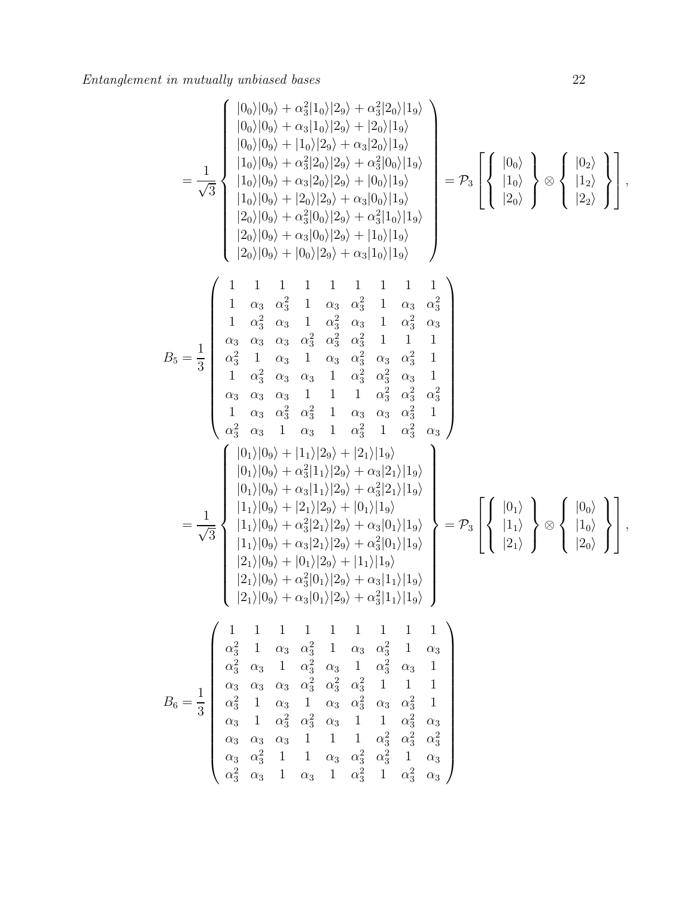$$
= \frac{1}{\sqrt{3}} \left\{ \begin{array}{l}
|0_0\rangle|0_9\rangle + \alpha_3^2|1_0\rangle|2_9\rangle + \alpha_3^2|2_0\rangle|1_9\rangle \\
|0_0\rangle|0_9\rangle + \alpha_3|1_0\rangle|2_9\rangle + |2_0\rangle|1_9\rangle \\
|0_0\rangle|0_9\rangle + |1_0\rangle|2_9\rangle + \alpha_3|2_0\rangle|1_9\rangle \\
|1_0\rangle|0_9\rangle + \alpha_3^2|2_0\rangle|2_9\rangle + \alpha_3^2|0_0\rangle|1_9\rangle \\
|1_0\rangle|0_9\rangle + \alpha_3|2_0\rangle|2_9\rangle + |0_0\rangle|1_9\rangle \\
|1_0\rangle|0_9\rangle + |2_0\rangle|2_9\rangle + \alpha_3|0_0\rangle|1_9\rangle \\
|2_0\rangle|0_9\rangle + \alpha_3^2|0_0\rangle|2_9\rangle + \alpha_3^2|1_0\rangle|1_9\rangle \\
|2_0\rangle|0_9\rangle + \alpha_3|0_0\rangle|2_9\rangle + |1_0\rangle|1_9\rangle \\
|2_0\rangle|0_9\rangle + |0_0\rangle|2_9\rangle + \alpha_3|1_0\rangle|1_9\rangle
\end{array} \right) = \mathcal{P}_3 \left[ \left\{ \begin{array}{c} |0_0\rangle \\ |1_0\rangle \\ |2_0\rangle \end{array} \right\} \otimes \left\{ \begin{array}{c} |0_2\rangle \\ |1_2\rangle \\ |2_2\rangle \end{array} \right\} \right],
$$

$$
B_5 = \frac{1}{3} \left( \begin{array}{ccccccccc}
1 & 1 & 1 & 1 & 1 & 1 & 1 & 1 & 1 \\
1 & \alpha_3 & \alpha_3^2 & 1 & \alpha_3 & \alpha_3^2 & 1 & \alpha_3 & \alpha_3^2 \\
1 & \alpha_3^2 & \alpha_3 & 1 & \alpha_3^2 & \alpha_3 & 1 & \alpha_3^2 & \alpha_3 \\
\alpha_3 & \alpha_3 & \alpha_3 & \alpha_3^2 & \alpha_3^2 & \alpha_3^2 & 1 & 1 & 1 \\
\alpha_3^2 & 1 & \alpha_3 & 1 & \alpha_3 & \alpha_3^2 & \alpha_3 & \alpha_3^2 & 1 \\
1 & \alpha_3^2 & \alpha_3 & \alpha_3 & 1 & \alpha_3^2 & \alpha_3^2 & \alpha_3 & 1 \\
\alpha_3 & \alpha_3 & \alpha_3 & 1 & 1 & 1 & \alpha_3^2 & \alpha_3^2 & \alpha_3^2 \\
1 & \alpha_3 & \alpha_3^2 & \alpha_3^2 & 1 & \alpha_3 & \alpha_3 & \alpha_3^2 & 1 \\
\alpha_3^2 & \alpha_3 & 1 & \alpha_3 & 1 & \alpha_3^2 & 1 & \alpha_3^2 & \alpha_3
\end{array} \right)
$$

$$
= \frac{1}{\sqrt{3}} \left\{ \begin{array}{l}
|0_1\rangle|0_9\rangle + |1_1\rangle|2_9\rangle + |2_1\rangle|1_9\rangle \\
|0_1\rangle|0_9\rangle + \alpha_3^2|1_1\rangle|2_9\rangle + \alpha_3|2_1\rangle|1_9\rangle \\
|0_1\rangle|0_9\rangle + \alpha_3|1_1\rangle|2_9\rangle + \alpha_3^2|2_1\rangle|1_9\rangle \\
|1_1\rangle|0_9\rangle + |2_1\rangle|2_9\rangle + |0_1\rangle|1_9\rangle \\
|1_1\rangle|0_9\rangle + \alpha_3^2|2_1\rangle|2_9\rangle + \alpha_3|0_1\rangle|1_9\rangle \\
|1_1\rangle|0_9\rangle + \alpha_3|2_1\rangle|2_9\rangle + \alpha_3^2|0_1\rangle|1_9\rangle \\
|2_1\rangle|0_9\rangle + |0_1\rangle|2_9\rangle + |1_1\rangle|1_9\rangle \\
|2_1\rangle|0_9\rangle + \alpha_3^2|0_1\rangle|2_9\rangle + \alpha_3|1_1\rangle|1_9\rangle \\
|2_1\rangle|0_9\rangle + \alpha_3|0_1\rangle|2_9\rangle + \alpha_3^2|1_1\rangle|1_9\rangle
\end{array} \right\} = \mathcal{P}_3 \left[ \left\{ \begin{array}{c} |0_1\rangle \\ |1_1\rangle \\ |2_1\rangle \end{array} \right\} \otimes \left\{ \begin{array}{c} |0_0\rangle \\ |1_0\rangle \\ |2_0\rangle \end{array} \right\} \right],
$$

$$
B_6 = \frac{1}{3} \left( \begin{array}{ccccccccc}
1 & 1 & 1 & 1 & 1 & 1 & 1 & 1 & 1 \\
\alpha_3^2 & 1 & \alpha_3 & \alpha_3^2 & 1 & \alpha_3 & \alpha_3^2 & 1 & \alpha_3 \\
\alpha_3^2 & \alpha_3 & 1 & \alpha_3^2 & \alpha_3 & 1 & \alpha_3^2 & \alpha_3 & 1 \\
\alpha_3 & \alpha_3 & \alpha_3 & \alpha_3^2 & \alpha_3^2 & \alpha_3^2 & 1 & 1 & 1 \\
\alpha_3^2 & 1 & \alpha_3 & 1 & \alpha_3 & \alpha_3^2 & \alpha_3 & \alpha_3^2 & 1 \\
\alpha_3 & 1 & \alpha_3^2 & \alpha_3^2 & \alpha_3 & 1 & 1 & \alpha_3^2 & \alpha_3 \\
\alpha_3 & \alpha_3 & \alpha_3 & 1 & 1 & 1 & \alpha_3^2 & \alpha_3^2 & \alpha_3^2 \\
\alpha_3 & \alpha_3^2 & 1 & 1 & \alpha_3 & \alpha_3^2 & \alpha_3^2 & 1 & \alpha_3 \\
\alpha_3^2 & \alpha_3 & 1 & \alpha_3 & 1 & \alpha_3^2 & 1 & \alpha_3^2 & \alpha_3
\end{array} \right)
$$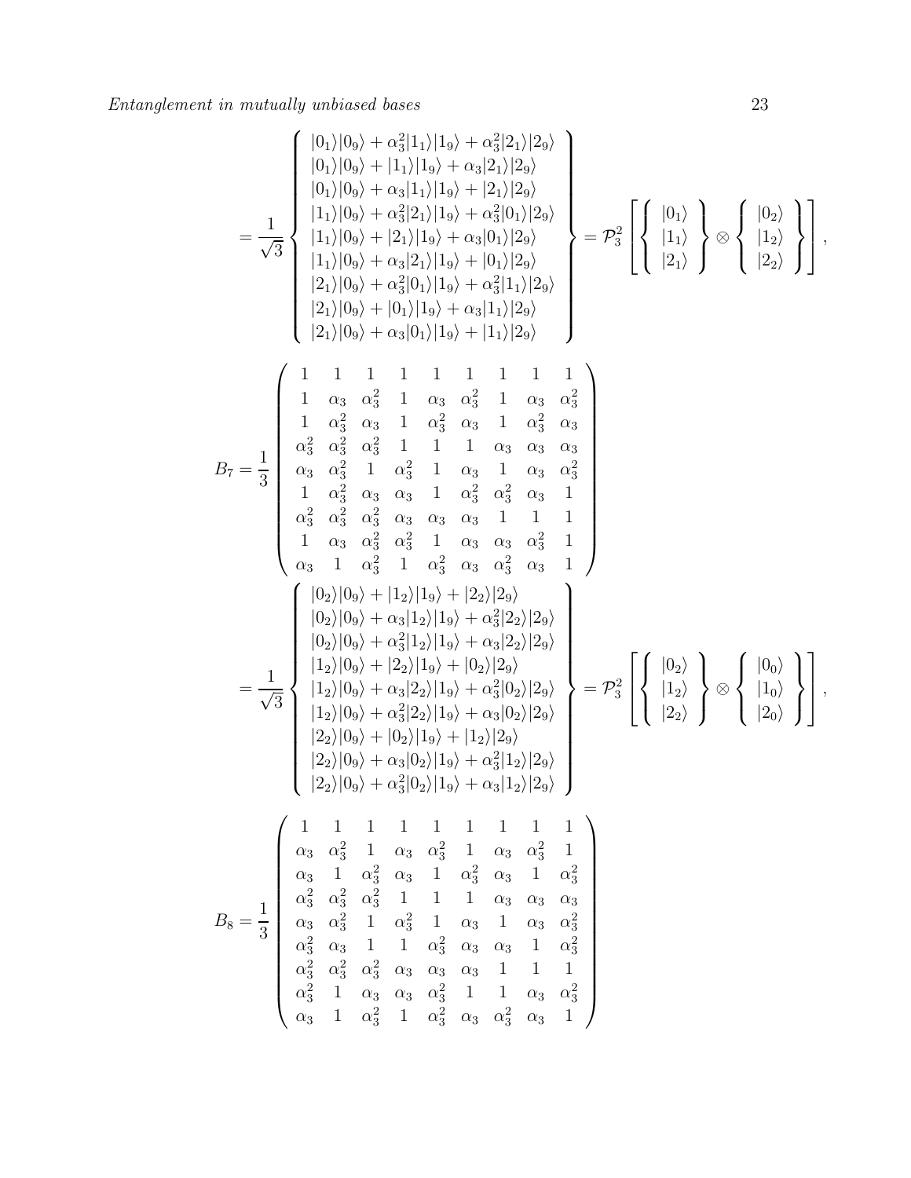$$
= \frac{1}{\sqrt{3}} \left\{ \begin{array}{l}
|0_1\rangle|0_9\rangle + \alpha_3^2|1_1\rangle|1_9\rangle + \alpha_3^2|2_1\rangle|2_9\rangle \\
|0_1\rangle|0_9\rangle + |1_1\rangle|1_9\rangle + \alpha_3|2_1\rangle|2_9\rangle \\
|0_1\rangle|0_9\rangle + \alpha_3|1_1\rangle|1_9\rangle + |2_1\rangle|2_9\rangle \\
|1_1\rangle|0_9\rangle + \alpha_3^2|2_1\rangle|1_9\rangle + \alpha_3^2|0_1\rangle|2_9\rangle \\
|1_1\rangle|0_9\rangle + |2_1\rangle|1_9\rangle + \alpha_3|0_1\rangle|2_9\rangle \\
|1_1\rangle|0_9\rangle + \alpha_3|2_1\rangle|1_9\rangle + |0_1\rangle|2_9\rangle \\
|2_1\rangle|0_9\rangle + \alpha_3^2|0_1\rangle|1_9\rangle + \alpha_3^2|1_1\rangle|2_9\rangle \\
|2_1\rangle|0_9\rangle + |0_1\rangle|1_9\rangle + \alpha_3|1_1\rangle|2_9\rangle \\
|2_1\rangle|0_9\rangle + \alpha_3|0_1\rangle|1_9\rangle + |1_1\rangle|2_9\rangle
\end{array} \right\} = \mathcal{P}_3^2 \left[ \left\{ \begin{array}{c} |0_1\rangle \\ |1_1\rangle \\ |2_1\rangle \end{array} \right\} \otimes \left\{ \begin{array}{c} |0_2\rangle \\ |1_2\rangle \\ |2_2\rangle \end{array} \right\} \right],
$$

$$
B_7 = \frac{1}{3} \begin{pmatrix}
1 & 1 & 1 & 1 & 1 & 1 & 1 & 1 & 1 \\
1 & \alpha_3 & \alpha_3^2 & 1 & \alpha_3 & \alpha_3^2 & 1 & \alpha_3 & \alpha_3^2 \\
1 & \alpha_3^2 & \alpha_3 & 1 & \alpha_3^2 & \alpha_3 & 1 & \alpha_3^2 & \alpha_3 \\
\alpha_3^2 & \alpha_3^2 & \alpha_3^2 & 1 & 1 & 1 & \alpha_3 & \alpha_3 & \alpha_3 \\
\alpha_3 & \alpha_3^2 & 1 & \alpha_3^2 & 1 & \alpha_3 & 1 & \alpha_3 & \alpha_3^2 \\
1 & \alpha_3^2 & \alpha_3 & \alpha_3 & 1 & \alpha_3^2 & \alpha_3^2 & \alpha_3 & 1 \\
\alpha_3^2 & \alpha_3^2 & \alpha_3^2 & \alpha_3 & \alpha_3 & \alpha_3 & 1 & 1 & 1 \\
1 & \alpha_3 & \alpha_3^2 & \alpha_3^2 & 1 & \alpha_3 & \alpha_3 & \alpha_3^2 & 1 \\
\alpha_3 & 1 & \alpha_3^2 & 1 & \alpha_3^2 & \alpha_3 & \alpha_3^2 & \alpha_3 & 1
\end{pmatrix}
$$

$$
= \frac{1}{\sqrt{3}} \left\{ \begin{array}{l}
|0_2\rangle|0_9\rangle + |1_2\rangle|1_9\rangle + |2_2\rangle|2_9\rangle \\
|0_2\rangle|0_9\rangle + \alpha_3|1_2\rangle|1_9\rangle + \alpha_3^2|2_2\rangle|2_9\rangle \\
|0_2\rangle|0_9\rangle + \alpha_3^2|1_2\rangle|1_9\rangle + \alpha_3|2_2\rangle|2_9\rangle \\
|1_2\rangle|0_9\rangle + |2_2\rangle|1_9\rangle + |0_2\rangle|2_9\rangle \\
|1_2\rangle|0_9\rangle + \alpha_3|2_2\rangle|1_9\rangle + \alpha_3^2|0_2\rangle|2_9\rangle \\
|1_2\rangle|0_9\rangle + \alpha_3^2|2_2\rangle|1_9\rangle + \alpha_3|0_2\rangle|2_9\rangle \\
|2_2\rangle|0_9\rangle + |0_2\rangle|1_9\rangle + |1_2\rangle|2_9\rangle \\
|2_2\rangle|0_9\rangle + \alpha_3|0_2\rangle|1_9\rangle + \alpha_3^2|1_2\rangle|2_9\rangle \\
|2_2\rangle|0_9\rangle + \alpha_3^2|0_2\rangle|1_9\rangle + \alpha_3|1_2\rangle|2_9\rangle
\end{array} \right\} = \mathcal{P}_3^2 \left[ \left\{ \begin{array}{c} |0_2\rangle \\ |1_2\rangle \\ |2_2\rangle \end{array} \right\} \otimes \left\{ \begin{array}{c} |0_0\rangle \\ |1_0\rangle \\ |2_0\rangle \end{array} \right\} \right],
$$

$$
B_8 = \frac{1}{3} \begin{pmatrix}
1 & 1 & 1 & 1 & 1 & 1 & 1 & 1 & 1 \\
\alpha_3 & \alpha_3^2 & 1 & \alpha_3 & \alpha_3^2 & 1 & \alpha_3 & \alpha_3^2 & 1 \\
\alpha_3 & 1 & \alpha_3^2 & \alpha_3 & 1 & \alpha_3^2 & \alpha_3 & 1 & \alpha_3^2 \\
\alpha_3^2 & \alpha_3^2 & \alpha_3^2 & 1 & 1 & 1 & \alpha_3 & \alpha_3 & \alpha_3 \\
\alpha_3 & \alpha_3^2 & 1 & \alpha_3^2 & 1 & \alpha_3 & 1 & \alpha_3 & \alpha_3^2 \\
\alpha_3^2 & \alpha_3 & 1 & 1 & \alpha_3^2 & \alpha_3 & \alpha_3 & 1 & \alpha_3^2 \\
\alpha_3^2 & \alpha_3^2 & \alpha_3^2 & \alpha_3 & \alpha_3 & \alpha_3 & 1 & 1 & 1 \\
\alpha_3^2 & 1 & \alpha_3 & \alpha_3 & \alpha_3^2 & 1 & 1 & \alpha_3 & \alpha_3^2 \\
\alpha_3 & 1 & \alpha_3^2 & 1 & \alpha_3^2 & \alpha_3 & \alpha_3^2 & \alpha_3 & 1
\end{pmatrix}
$$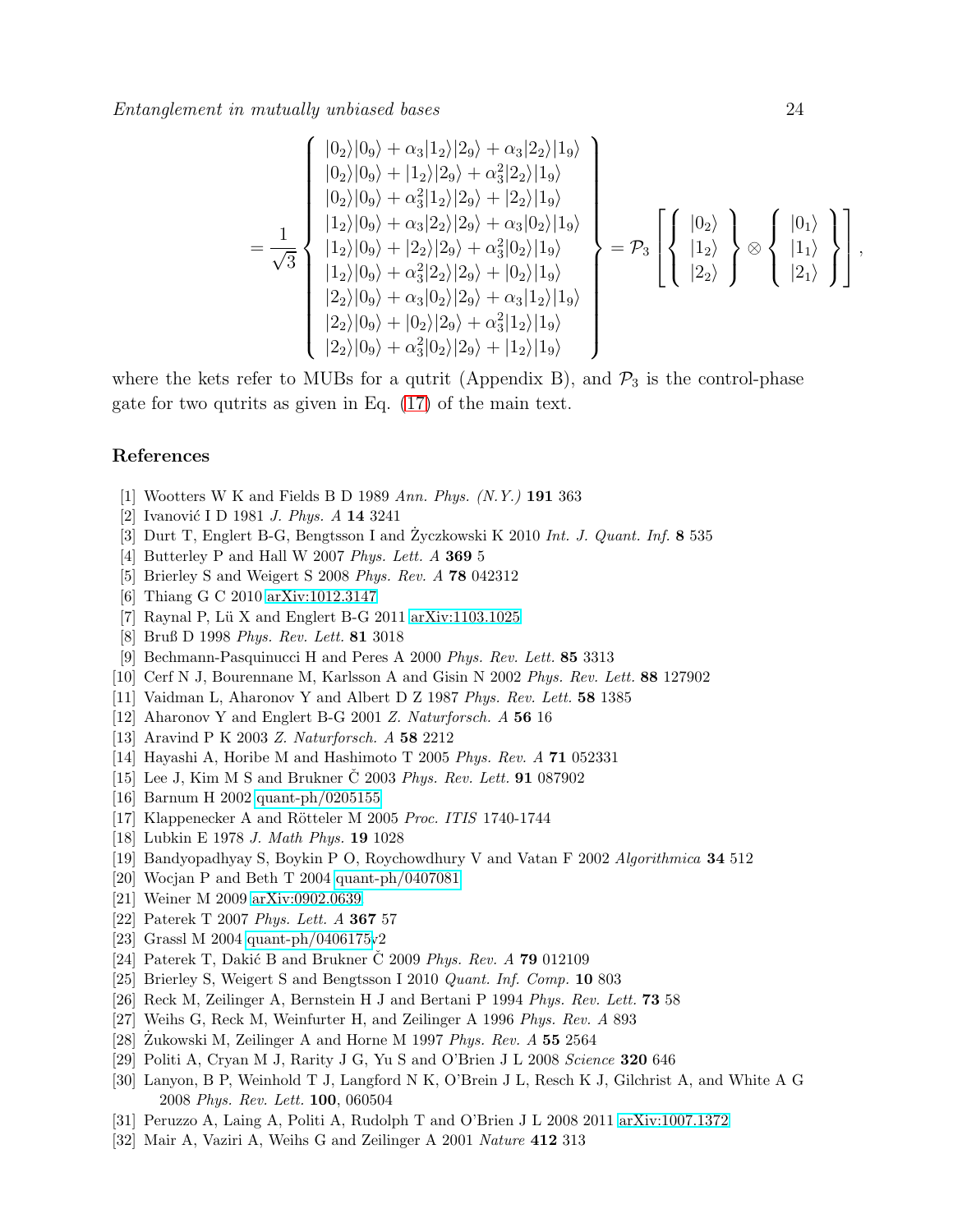$$
= \frac{1}{\sqrt{3}} \left\{ \begin{array}{l}
|0_2\rangle|0_9\rangle + \alpha_3|1_2\rangle|2_9\rangle + \alpha_3|2_2\rangle|1_9\rangle \\
|0_2\rangle|0_9\rangle + |1_2\rangle|2_9\rangle + \alpha_3^2|2_2\rangle|1_9\rangle \\
|0_2\rangle|0_9\rangle + \alpha_3^2|1_2\rangle|2_9\rangle + |2_2\rangle|1_9\rangle \\
|1_2\rangle|0_9\rangle + \alpha_3|2_2\rangle|2_9\rangle + \alpha_3|0_2\rangle|1_9\rangle \\
|1_2\rangle|0_9\rangle + |2_2\rangle|2_9\rangle + \alpha_3^2|0_2\rangle|1_9\rangle \\
|1_2\rangle|0_9\rangle + \alpha_3^2|2_2\rangle|2_9\rangle + |0_2\rangle|1_9\rangle \\
|2_2\rangle|0_9\rangle + \alpha_3|0_2\rangle|2_9\rangle + \alpha_3|1_2\rangle|1_9\rangle \\
|2_2\rangle|0_9\rangle + |0_2\rangle|2_9\rangle + \alpha_3^2|1_2\rangle|1_9\rangle \\
|2_2\rangle|0_9\rangle + \alpha_3^2|0_2\rangle|2_9\rangle + |1_2\rangle|1_9\rangle
\end{array} \right\} = \mathcal{P}_3 \left[ \left\{ \begin{array}{c} |0_2\rangle \\ |1_2\rangle \\ |2_2\rangle \end{array} \right\} \otimes \left\{ \begin{array}{c} |0_1\rangle \\ |1_1\rangle \\ |2_1\rangle \end{array} \right\} \right],
$$

where the kets refer to MUBs for a qutrit (Appendix B), and $\mathcal{P}_3$ is the control-phase gate for two qutrits as given in Eq. (17) of the main text.

## References

[1] Wootters W K and Fields B D 1989 *Ann. Phys. (N.Y.)* **191** 363

[2] Ivanović I D 1981 *J. Phys. A* **14** 3241

[3] Durt T, Englert B-G, Bengtsson I and Życzkowski K 2010 *Int. J. Quant. Inf.* **8** 535

[4] Butterley P and Hall W 2007 *Phys. Lett. A* **369** 5

[5] Brierley S and Weigert S 2008 *Phys. Rev. A* **78** 042312

[6] Thiang G C 2010 arXiv:1012.3147

[7] Raynal P, Lü X and Englert B-G 2011 arXiv:1103.1025

[8] Bruß D 1998 *Phys. Rev. Lett.* **81** 3018

[9] Bechmann-Pasquinucci H and Peres A 2000 *Phys. Rev. Lett.* **85** 3313

[10] Cerf N J, Bourennane M, Karlsson A and Gisin N 2002 *Phys. Rev. Lett.* **88** 127902

[11] Vaidman L, Aharonov Y and Albert D Z 1987 *Phys. Rev. Lett.* **58** 1385

[12] Aharonov Y and Englert B-G 2001 *Z. Naturforsch. A* **56** 16

[13] Aravind P K 2003 *Z. Naturforsch. A* **58** 2212

[14] Hayashi A, Horibe M and Hashimoto T 2005 *Phys. Rev. A* **71** 052331

[15] Lee J, Kim M S and Brukner Č 2003 *Phys. Rev. Lett.* **91** 087902

[16] Barnum H 2002 quant-ph/0205155

[17] Klappenecker A and Rötteler M 2005 *Proc. ITIS* 1740-1744

[18] Lubkin E 1978 *J. Math Phys.* **19** 1028

[19] Bandyopadhyay S, Boykin P O, Roychowdhury V and Vatan F 2002 *Algorithmica* **34** 512

[20] Wocjan P and Beth T 2004 quant-ph/0407081

[21] Weiner M 2009 arXiv:0902.0639

[22] Paterek T 2007 *Phys. Lett. A* **367** 57

[23] Grassl M 2004 quant-ph/0406175v2

[24] Paterek T, Dakić B and Brukner Č 2009 *Phys. Rev. A* **79** 012109

[25] Brierley S, Weigert S and Bengtsson I 2010 *Quant. Inf. Comp.* **10** 803

[26] Reck M, Zeilinger A, Bernstein H J and Bertani P 1994 *Phys. Rev. Lett.* **73** 58

[27] Weihs G, Reck M, Weinfurter H, and Zeilinger A 1996 *Phys. Rev. A* 893

[28] Żukowski M, Zeilinger A and Horne M 1997 *Phys. Rev. A* **55** 2564

[29] Politi A, Cryan M J, Rarity J G, Yu S and O'Brien J L 2008 *Science* **320** 646

[30] Lanyon, B P, Weinhold T J, Langford N K, O'Brein J L, Resch K J, Gilchrist A, and White A G 2008 *Phys. Rev. Lett.* **100**, 060504

[31] Peruzzo A, Laing A, Politi A, Rudolph T and O'Brien J L 2008 2011 arXiv:1007.1372

[32] Mair A, Vaziri A, Weihs G and Zeilinger A 2001 *Nature* **412** 313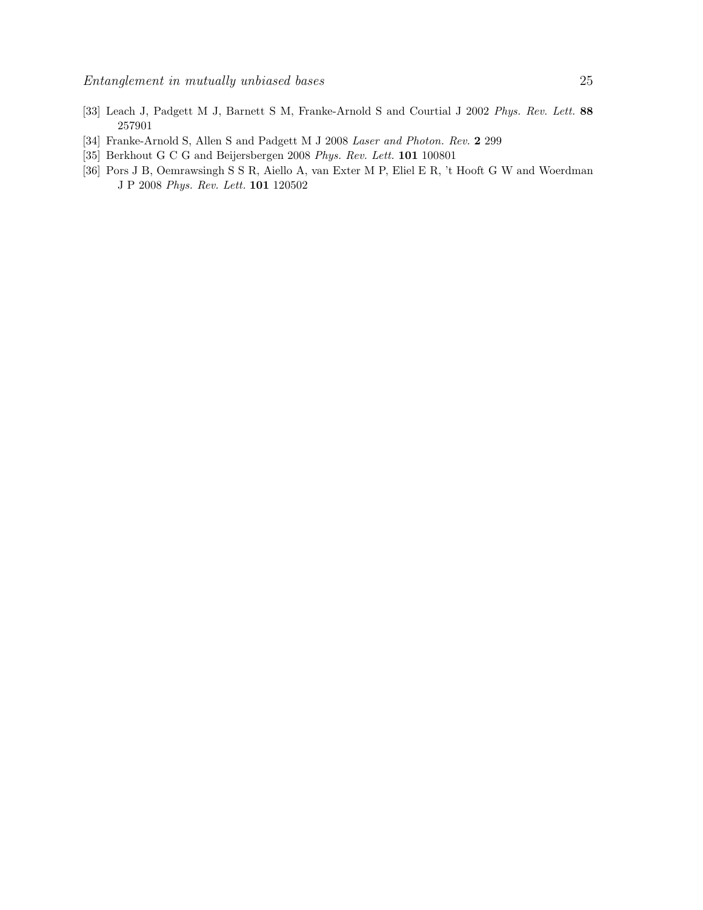[33] Leach J, Padgett M J, Barnett S M, Franke-Arnold S and Courtial J 2002 *Phys. Rev. Lett.* **88** 257901

[34] Franke-Arnold S, Allen S and Padgett M J 2008 *Laser and Photon. Rev.* **2** 299

[35] Berkhout G C G and Beijersbergen 2008 *Phys. Rev. Lett.* **101** 100801

[36] Pors J B, Oemrawsingh S S R, Aiello A, van Exter M P, Eliel E R, 't Hooft G W and Woerdman J P 2008 *Phys. Rev. Lett.* **101** 120502